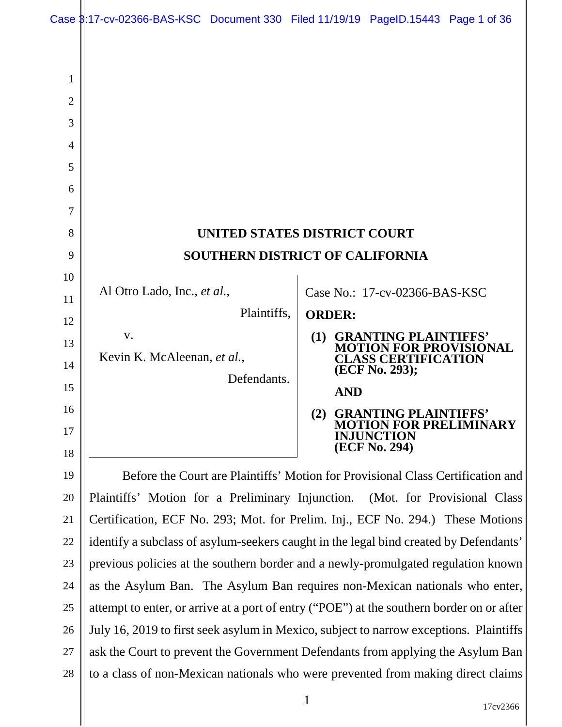# UNITED STATES DISTRICT COURT
# SOUTHERN DISTRICT OF CALIFORNIA

Al Otro Lado, Inc., *et al.*,

Plaintiffs,

v.

Kevin K. McAleenan, *et al.*,

Defendants.

Case No.: 17-cv-02366-BAS-KSC

**ORDER:**

**(1) GRANTING PLAINTIFFS' MOTION FOR PROVISIONAL CLASS CERTIFICATION (ECF No. 293);**

**AND**

**(2) GRANTING PLAINTIFFS' MOTION FOR PRELIMINARY INJUNCTION (ECF No. 294)**

Before the Court are Plaintiffs' Motion for Provisional Class Certification and Plaintiffs' Motion for a Preliminary Injunction. (Mot. for Provisional Class Certification, ECF No. 293; Mot. for Prelim. Inj., ECF No. 294.) These Motions identify a subclass of asylum-seekers caught in the legal bind created by Defendants' previous policies at the southern border and a newly-promulgated regulation known as the Asylum Ban. The Asylum Ban requires non-Mexican nationals who enter, attempt to enter, or arrive at a port of entry ("POE") at the southern border on or after July 16, 2019 to first seek asylum in Mexico, subject to narrow exceptions. Plaintiffs ask the Court to prevent the Government Defendants from applying the Asylum Ban to a class of non-Mexican nationals who were prevented from making direct claims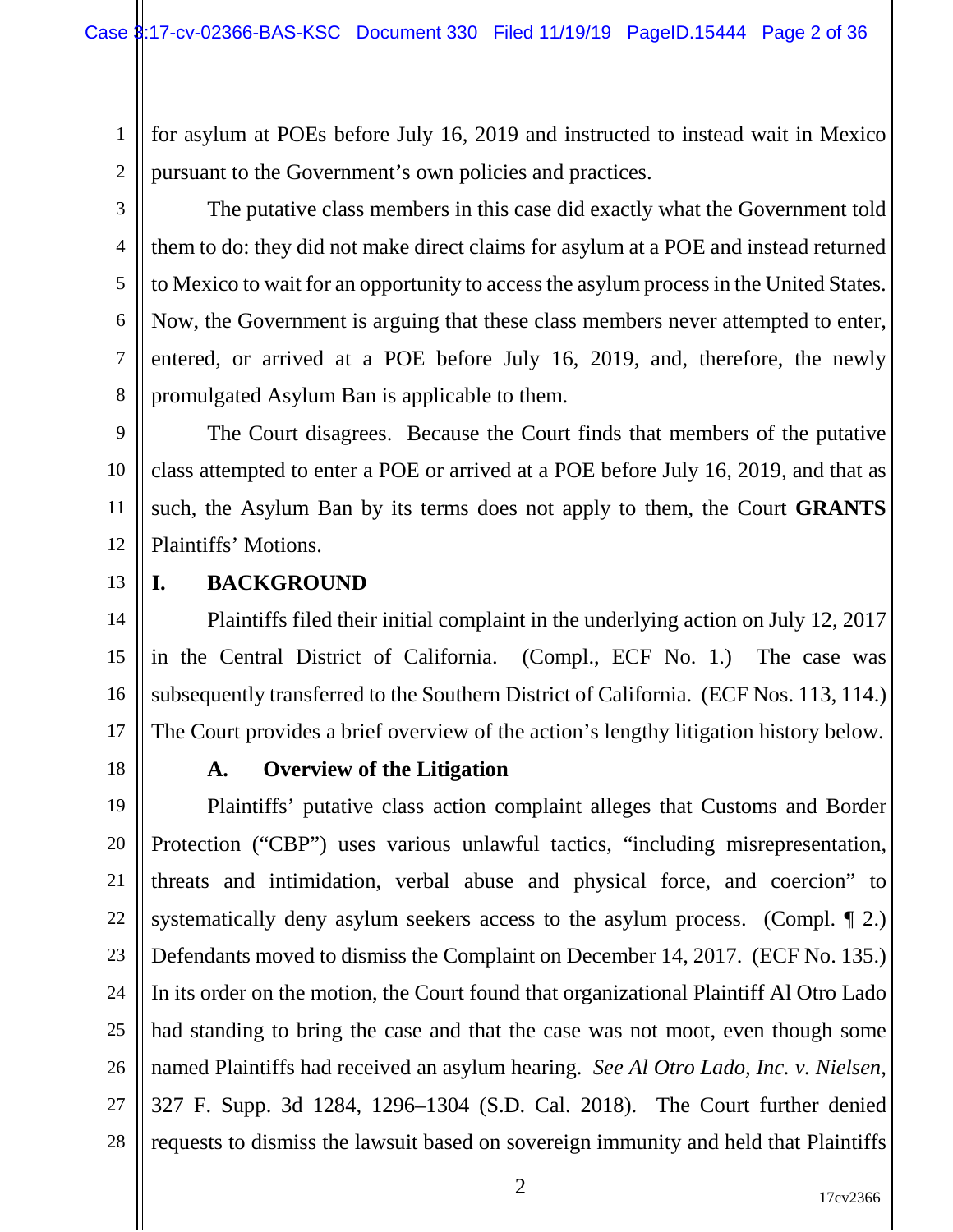for asylum at POEs before July 16, 2019 and instructed to instead wait in Mexico pursuant to the Government's own policies and practices.

The putative class members in this case did exactly what the Government told them to do: they did not make direct claims for asylum at a POE and instead returned to Mexico to wait for an opportunity to access the asylum process in the United States. Now, the Government is arguing that these class members never attempted to enter, entered, or arrived at a POE before July 16, 2019, and, therefore, the newly promulgated Asylum Ban is applicable to them.

The Court disagrees. Because the Court finds that members of the putative class attempted to enter a POE or arrived at a POE before July 16, 2019, and that as such, the Asylum Ban by its terms does not apply to them, the Court **GRANTS** Plaintiffs' Motions.

## I. BACKGROUND

Plaintiffs filed their initial complaint in the underlying action on July 12, 2017 in the Central District of California. (Compl., ECF No. 1.) The case was subsequently transferred to the Southern District of California. (ECF Nos. 113, 114.) The Court provides a brief overview of the action's lengthy litigation history below.

### A. Overview of the Litigation

Plaintiffs' putative class action complaint alleges that Customs and Border Protection ("CBP") uses various unlawful tactics, "including misrepresentation, threats and intimidation, verbal abuse and physical force, and coercion" to systematically deny asylum seekers access to the asylum process. (Compl. ¶ 2.) Defendants moved to dismiss the Complaint on December 14, 2017. (ECF No. 135.) In its order on the motion, the Court found that organizational Plaintiff Al Otro Lado had standing to bring the case and that the case was not moot, even though some named Plaintiffs had received an asylum hearing. *See Al Otro Lado, Inc. v. Nielsen*, 327 F. Supp. 3d 1284, 1296–1304 (S.D. Cal. 2018). The Court further denied requests to dismiss the lawsuit based on sovereign immunity and held that Plaintiffs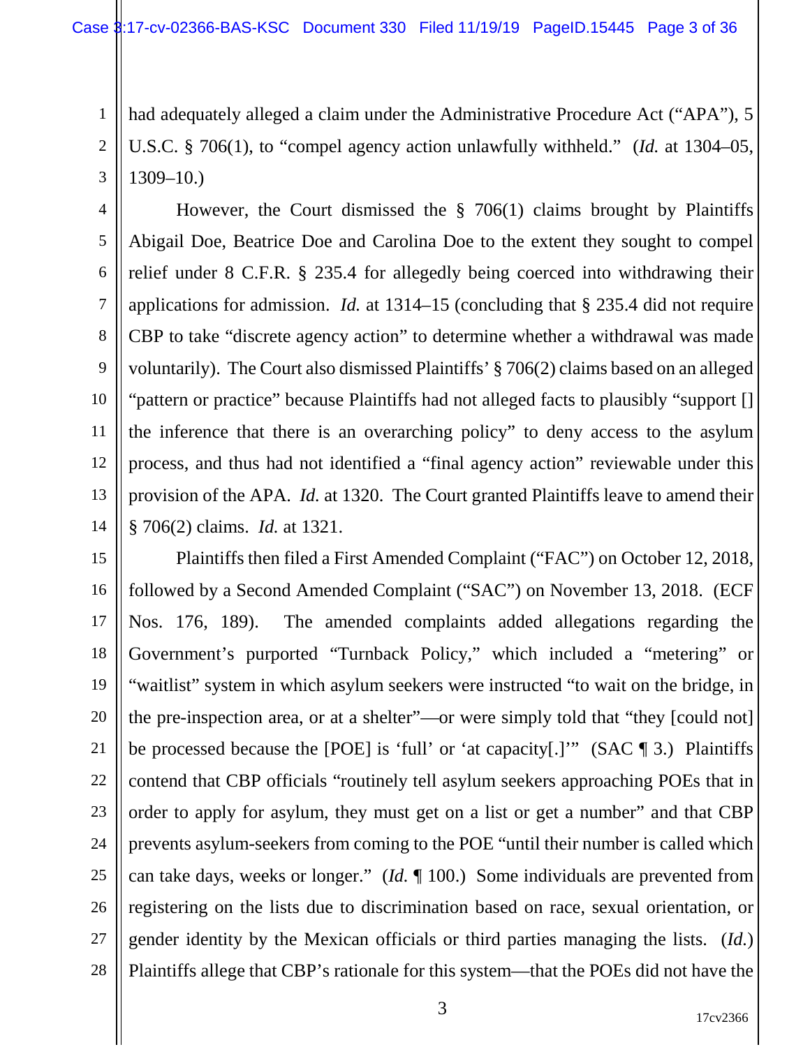had adequately alleged a claim under the Administrative Procedure Act ("APA"), 5 U.S.C. § 706(1), to "compel agency action unlawfully withheld." (*Id.* at 1304–05, 1309–10.)

However, the Court dismissed the § 706(1) claims brought by Plaintiffs Abigail Doe, Beatrice Doe and Carolina Doe to the extent they sought to compel relief under 8 C.F.R. § 235.4 for allegedly being coerced into withdrawing their applications for admission. *Id.* at 1314–15 (concluding that § 235.4 did not require CBP to take "discrete agency action" to determine whether a withdrawal was made voluntarily). The Court also dismissed Plaintiffs' § 706(2) claims based on an alleged "pattern or practice" because Plaintiffs had not alleged facts to plausibly "support [] the inference that there is an overarching policy" to deny access to the asylum process, and thus had not identified a "final agency action" reviewable under this provision of the APA. *Id.* at 1320. The Court granted Plaintiffs leave to amend their § 706(2) claims. *Id.* at 1321.

Plaintiffs then filed a First Amended Complaint ("FAC") on October 12, 2018, followed by a Second Amended Complaint ("SAC") on November 13, 2018. (ECF Nos. 176, 189). The amended complaints added allegations regarding the Government's purported "Turnback Policy," which included a "metering" or "waitlist" system in which asylum seekers were instructed "to wait on the bridge, in the pre-inspection area, or at a shelter"—or were simply told that "they [could not] be processed because the [POE] is 'full' or 'at capacity[.]'" (SAC ¶ 3.) Plaintiffs contend that CBP officials "routinely tell asylum seekers approaching POEs that in order to apply for asylum, they must get on a list or get a number" and that CBP prevents asylum-seekers from coming to the POE "until their number is called which can take days, weeks or longer." (*Id.* ¶ 100.) Some individuals are prevented from registering on the lists due to discrimination based on race, sexual orientation, or gender identity by the Mexican officials or third parties managing the lists. (*Id.*) Plaintiffs allege that CBP's rationale for this system—that the POEs did not have the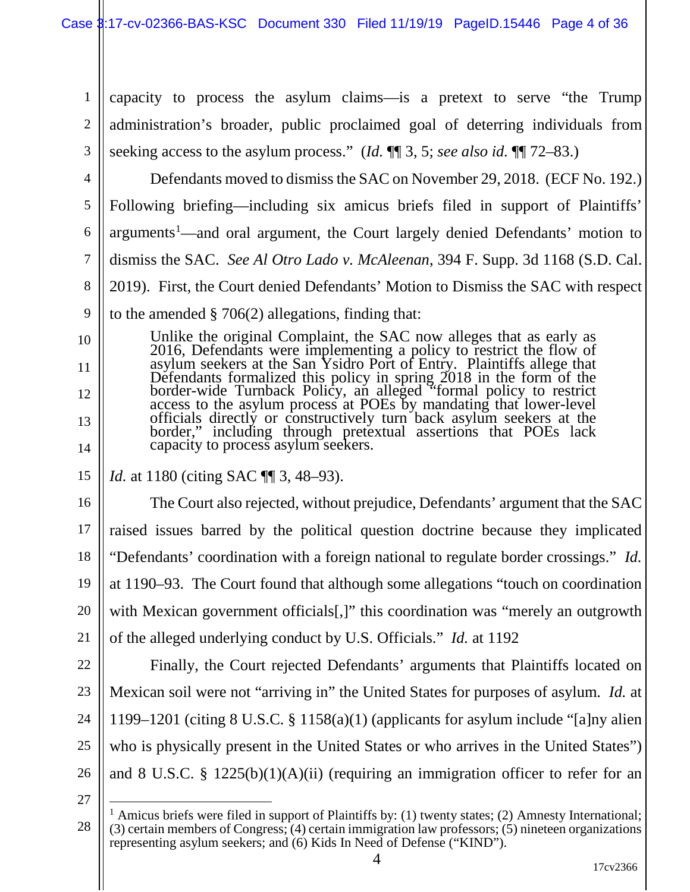capacity to process the asylum claims—is a pretext to serve "the Trump administration's broader, public proclaimed goal of deterring individuals from seeking access to the asylum process." (*Id.* ¶¶ 3, 5; *see also id.* ¶¶ 72–83.)

Defendants moved to dismiss the SAC on November 29, 2018. (ECF No. 192.) Following briefing—including six amicus briefs filed in support of Plaintiffs' arguments[1]—and oral argument, the Court largely denied Defendants' motion to dismiss the SAC. *See Al Otro Lado v. McAleenan*, 394 F. Supp. 3d 1168 (S.D. Cal. 2019). First, the Court denied Defendants' Motion to Dismiss the SAC with respect to the amended § 706(2) allegations, finding that:

> Unlike the original Complaint, the SAC now alleges that as early as 2016, Defendants were implementing a policy to restrict the flow of asylum seekers at the San Ysidro Port of Entry. Plaintiffs allege that Defendants formalized this policy in spring 2018 in the form of the border-wide Turnback Policy, an alleged "formal policy to restrict access to the asylum process at POEs by mandating that lower-level officials directly or constructively turn back asylum seekers at the border," including through pretextual assertions that POEs lack capacity to process asylum seekers.

*Id.* at 1180 (citing SAC ¶¶ 3, 48–93).

The Court also rejected, without prejudice, Defendants' argument that the SAC raised issues barred by the political question doctrine because they implicated "Defendants' coordination with a foreign national to regulate border crossings." *Id.* at 1190–93. The Court found that although some allegations "touch on coordination with Mexican government officials[,]" this coordination was "merely an outgrowth of the alleged underlying conduct by U.S. Officials." *Id.* at 1192

Finally, the Court rejected Defendants' arguments that Plaintiffs located on Mexican soil were not "arriving in" the United States for purposes of asylum. *Id.* at 1199–1201 (citing 8 U.S.C. § 1158(a)(1) (applicants for asylum include "[a]ny alien who is physically present in the United States or who arrives in the United States") and 8 U.S.C. § 1225(b)(1)(A)(ii) (requiring an immigration officer to refer for an

---

[1] Amicus briefs were filed in support of Plaintiffs by: (1) twenty states; (2) Amnesty International; (3) certain members of Congress; (4) certain immigration law professors; (5) nineteen organizations representing asylum seekers; and (6) Kids In Need of Defense ("KIND").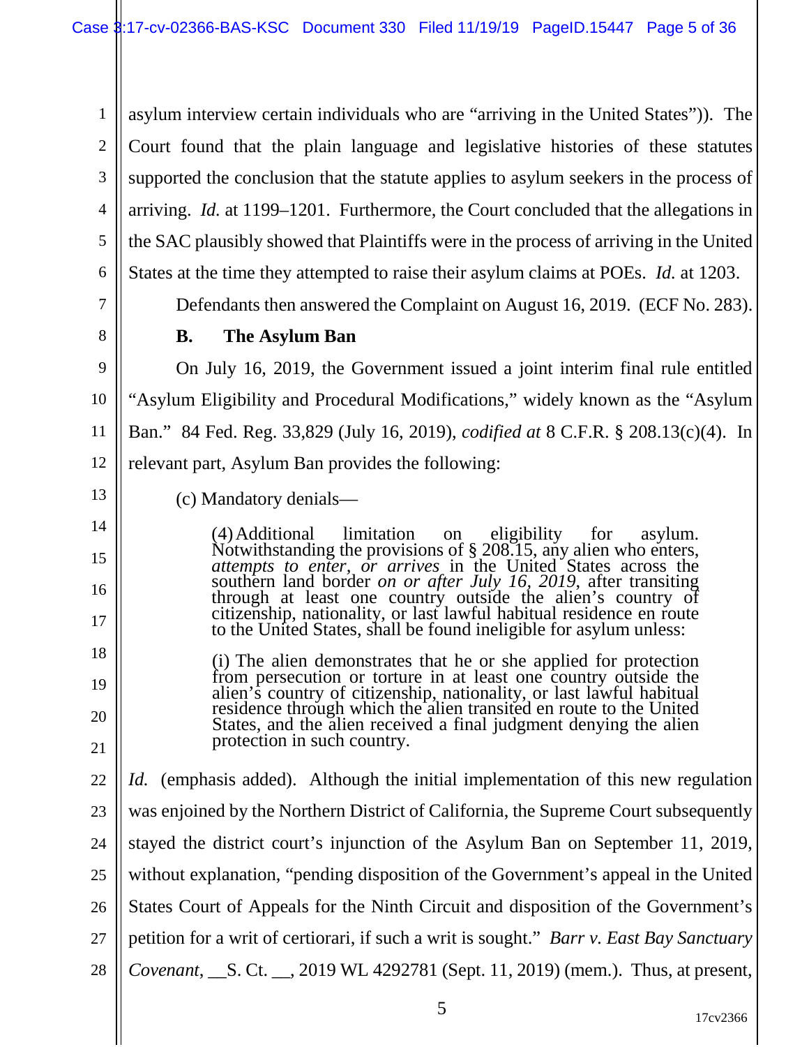asylum interview certain individuals who are "arriving in the United States")). The Court found that the plain language and legislative histories of these statutes supported the conclusion that the statute applies to asylum seekers in the process of arriving. *Id.* at 1199–1201. Furthermore, the Court concluded that the allegations in the SAC plausibly showed that Plaintiffs were in the process of arriving in the United States at the time they attempted to raise their asylum claims at POEs. *Id.* at 1203.

Defendants then answered the Complaint on August 16, 2019. (ECF No. 283).

## B. The Asylum Ban

On July 16, 2019, the Government issued a joint interim final rule entitled "Asylum Eligibility and Procedural Modifications," widely known as the "Asylum Ban." 84 Fed. Reg. 33,829 (July 16, 2019), *codified at* 8 C.F.R. § 208.13(c)(4). In relevant part, Asylum Ban provides the following:

> (c) Mandatory denials—
>
> (4) Additional limitation on eligibility for asylum. Notwithstanding the provisions of § 208.15, any alien who enters, *attempts to enter, or arrives* in the United States across the southern land border *on or after July 16, 2019*, after transiting through at least one country outside the alien's country of citizenship, nationality, or last lawful habitual residence en route to the United States, shall be found ineligible for asylum unless:
>
> (i) The alien demonstrates that he or she applied for protection from persecution or torture in at least one country outside the alien's country of citizenship, nationality, or last lawful habitual residence through which the alien transited en route to the United States, and the alien received a final judgment denying the alien protection in such country.

*Id.* (emphasis added). Although the initial implementation of this new regulation was enjoined by the Northern District of California, the Supreme Court subsequently stayed the district court's injunction of the Asylum Ban on September 11, 2019, without explanation, "pending disposition of the Government's appeal in the United States Court of Appeals for the Ninth Circuit and disposition of the Government's petition for a writ of certiorari, if such a writ is sought." *Barr v. East Bay Sanctuary Covenant*, __S. Ct. __, 2019 WL 4292781 (Sept. 11, 2019) (mem.). Thus, at present,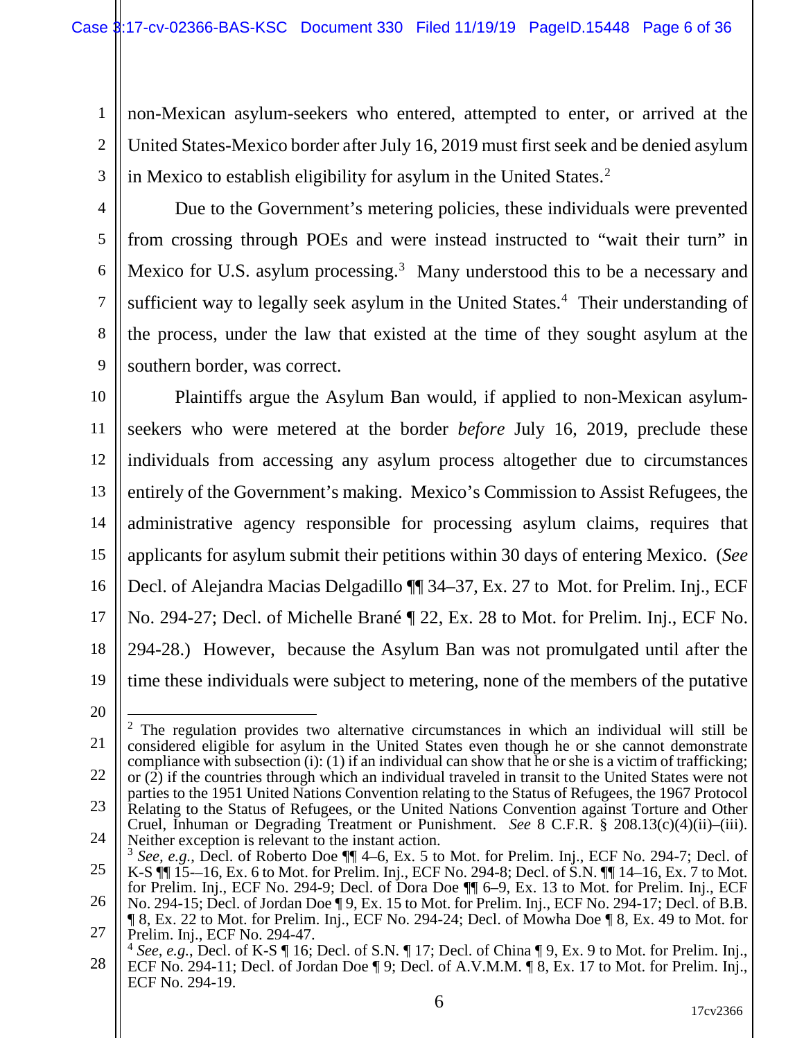non-Mexican asylum-seekers who entered, attempted to enter, or arrived at the United States-Mexico border after July 16, 2019 must first seek and be denied asylum in Mexico to establish eligibility for asylum in the United States.[2]

Due to the Government's metering policies, these individuals were prevented from crossing through POEs and were instead instructed to "wait their turn" in Mexico for U.S. asylum processing.[3] Many understood this to be a necessary and sufficient way to legally seek asylum in the United States.[4] Their understanding of the process, under the law that existed at the time of they sought asylum at the southern border, was correct.

Plaintiffs argue the Asylum Ban would, if applied to non-Mexican asylum-seekers who were metered at the border *before* July 16, 2019, preclude these individuals from accessing any asylum process altogether due to circumstances entirely of the Government's making. Mexico's Commission to Assist Refugees, the administrative agency responsible for processing asylum claims, requires that applicants for asylum submit their petitions within 30 days of entering Mexico. (*See* Decl. of Alejandra Macias Delgadillo ¶¶ 34–37, Ex. 27 to Mot. for Prelim. Inj., ECF No. 294-27; Decl. of Michelle Brané ¶ 22, Ex. 28 to Mot. for Prelim. Inj., ECF No. 294-28.) However, because the Asylum Ban was not promulgated until after the time these individuals were subject to metering, none of the members of the putative

---

[2] The regulation provides two alternative circumstances in which an individual will still be considered eligible for asylum in the United States even though he or she cannot demonstrate compliance with subsection (i): (1) if an individual can show that he or she is a victim of trafficking; or (2) if the countries through which an individual traveled in transit to the United States were not parties to the 1951 United Nations Convention relating to the Status of Refugees, the 1967 Protocol Relating to the Status of Refugees, or the United Nations Convention against Torture and Other Cruel, Inhuman or Degrading Treatment or Punishment. *See* 8 C.F.R. § 208.13(c)(4)(ii)–(iii). Neither exception is relevant to the instant action.

[3] *See, e.g.*, Decl. of Roberto Doe ¶¶ 4–6, Ex. 5 to Mot. for Prelim. Inj., ECF No. 294-7; Decl. of K-S ¶¶ 15–16, Ex. 6 to Mot. for Prelim. Inj., ECF No. 294-8; Decl. of S.N. ¶¶ 14–16, Ex. 7 to Mot. for Prelim. Inj., ECF No. 294-9; Decl. of Dora Doe ¶¶ 6–9, Ex. 13 to Mot. for Prelim. Inj., ECF No. 294-15; Decl. of Jordan Doe ¶ 9, Ex. 15 to Mot. for Prelim. Inj., ECF No. 294-17; Decl. of B.B. ¶ 8, Ex. 22 to Mot. for Prelim. Inj., ECF No. 294-24; Decl. of Mowha Doe ¶ 8, Ex. 49 to Mot. for Prelim. Inj., ECF No. 294-47.

[4] *See, e.g.*, Decl. of K-S ¶ 16; Decl. of S.N. ¶ 17; Decl. of China ¶ 9, Ex. 9 to Mot. for Prelim. Inj., ECF No. 294-11; Decl. of Jordan Doe ¶ 9; Decl. of A.V.M.M. ¶ 8, Ex. 17 to Mot. for Prelim. Inj., ECF No. 294-19.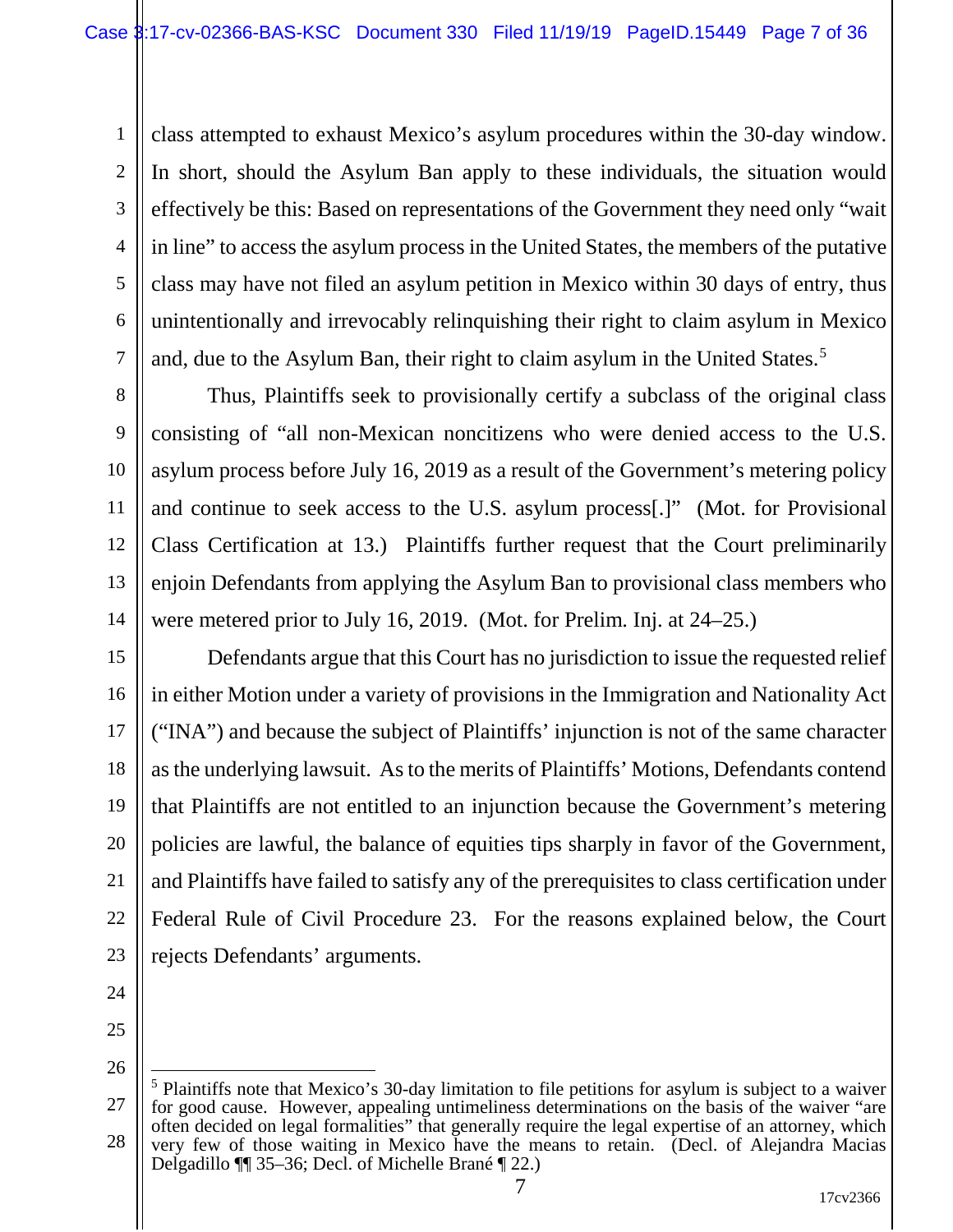class attempted to exhaust Mexico's asylum procedures within the 30-day window. In short, should the Asylum Ban apply to these individuals, the situation would effectively be this: Based on representations of the Government they need only "wait in line" to access the asylum process in the United States, the members of the putative class may have not filed an asylum petition in Mexico within 30 days of entry, thus unintentionally and irrevocably relinquishing their right to claim asylum in Mexico and, due to the Asylum Ban, their right to claim asylum in the United States.[5]

Thus, Plaintiffs seek to provisionally certify a subclass of the original class consisting of "all non-Mexican noncitizens who were denied access to the U.S. asylum process before July 16, 2019 as a result of the Government's metering policy and continue to seek access to the U.S. asylum process[.]" (Mot. for Provisional Class Certification at 13.) Plaintiffs further request that the Court preliminarily enjoin Defendants from applying the Asylum Ban to provisional class members who were metered prior to July 16, 2019. (Mot. for Prelim. Inj. at 24–25.)

Defendants argue that this Court has no jurisdiction to issue the requested relief in either Motion under a variety of provisions in the Immigration and Nationality Act ("INA") and because the subject of Plaintiffs' injunction is not of the same character as the underlying lawsuit. As to the merits of Plaintiffs' Motions, Defendants contend that Plaintiffs are not entitled to an injunction because the Government's metering policies are lawful, the balance of equities tips sharply in favor of the Government, and Plaintiffs have failed to satisfy any of the prerequisites to class certification under Federal Rule of Civil Procedure 23. For the reasons explained below, the Court rejects Defendants' arguments.

---

[5] Plaintiffs note that Mexico's 30-day limitation to file petitions for asylum is subject to a waiver for good cause. However, appealing untimeliness determinations on the basis of the waiver "are often decided on legal formalities" that generally require the legal expertise of an attorney, which very few of those waiting in Mexico have the means to retain. (Decl. of Alejandra Macias Delgadillo ¶¶ 35–36; Decl. of Michelle Brané ¶ 22.)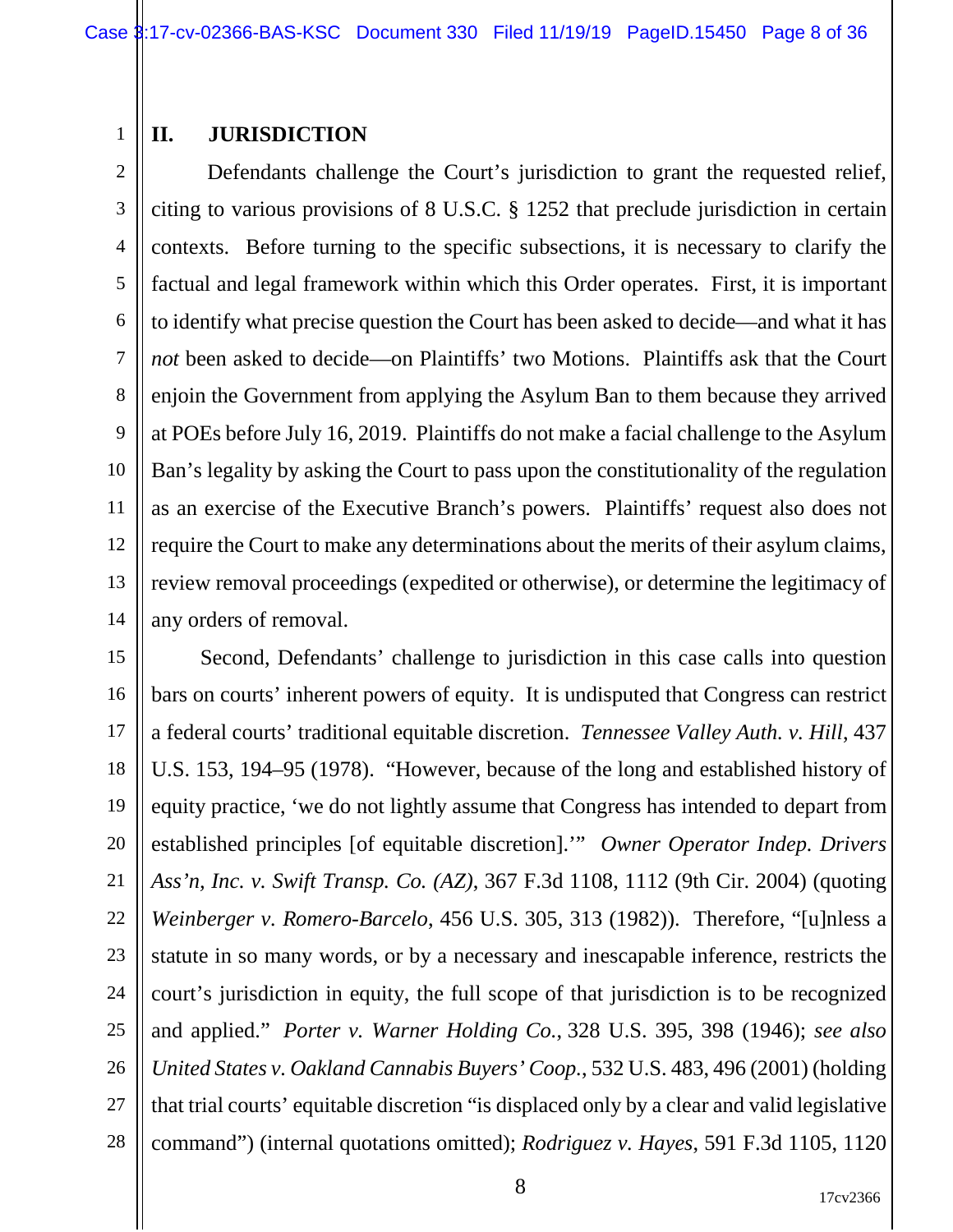## II. JURISDICTION

Defendants challenge the Court's jurisdiction to grant the requested relief, citing to various provisions of 8 U.S.C. § 1252 that preclude jurisdiction in certain contexts. Before turning to the specific subsections, it is necessary to clarify the factual and legal framework within which this Order operates. First, it is important to identify what precise question the Court has been asked to decide—and what it has *not* been asked to decide—on Plaintiffs' two Motions. Plaintiffs ask that the Court enjoin the Government from applying the Asylum Ban to them because they arrived at POEs before July 16, 2019. Plaintiffs do not make a facial challenge to the Asylum Ban's legality by asking the Court to pass upon the constitutionality of the regulation as an exercise of the Executive Branch's powers. Plaintiffs' request also does not require the Court to make any determinations about the merits of their asylum claims, review removal proceedings (expedited or otherwise), or determine the legitimacy of any orders of removal.

Second, Defendants' challenge to jurisdiction in this case calls into question bars on courts' inherent powers of equity. It is undisputed that Congress can restrict a federal courts' traditional equitable discretion. *Tennessee Valley Auth. v. Hill*, 437 U.S. 153, 194–95 (1978). "However, because of the long and established history of equity practice, 'we do not lightly assume that Congress has intended to depart from established principles [of equitable discretion].'" *Owner Operator Indep. Drivers Ass'n, Inc. v. Swift Transp. Co. (AZ)*, 367 F.3d 1108, 1112 (9th Cir. 2004) (quoting *Weinberger v. Romero-Barcelo*, 456 U.S. 305, 313 (1982)). Therefore, "[u]nless a statute in so many words, or by a necessary and inescapable inference, restricts the court's jurisdiction in equity, the full scope of that jurisdiction is to be recognized and applied." *Porter v. Warner Holding Co.*, 328 U.S. 395, 398 (1946); *see also United States v. Oakland Cannabis Buyers' Coop.*, 532 U.S. 483, 496 (2001) (holding that trial courts' equitable discretion "is displaced only by a clear and valid legislative command") (internal quotations omitted); *Rodriguez v. Hayes*, 591 F.3d 1105, 1120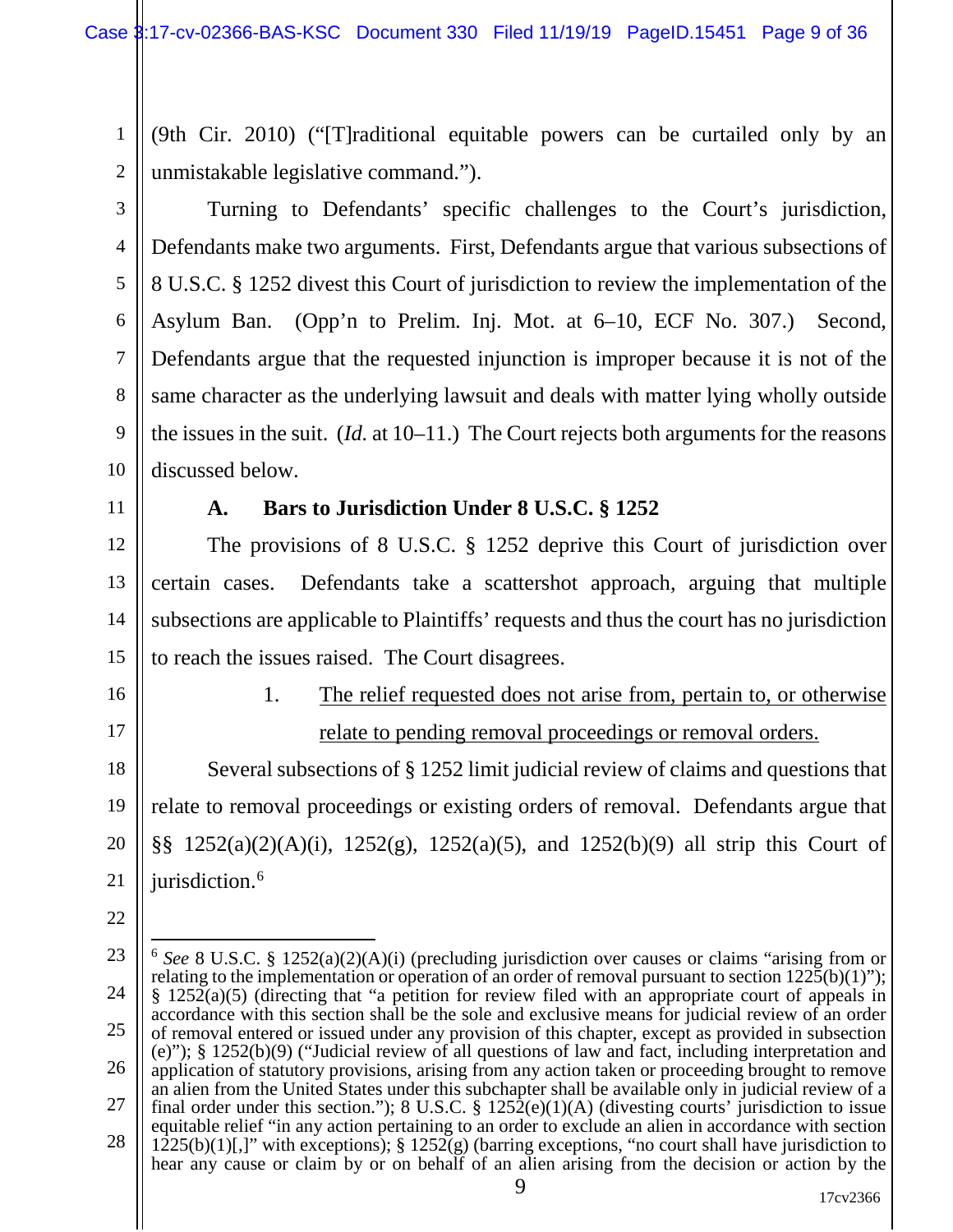(9th Cir. 2010) ("[T]raditional equitable powers can be curtailed only by an unmistakable legislative command.").

Turning to Defendants' specific challenges to the Court's jurisdiction, Defendants make two arguments. First, Defendants argue that various subsections of 8 U.S.C. § 1252 divest this Court of jurisdiction to review the implementation of the Asylum Ban. (Opp'n to Prelim. Inj. Mot. at 6–10, ECF No. 307.) Second, Defendants argue that the requested injunction is improper because it is not of the same character as the underlying lawsuit and deals with matter lying wholly outside the issues in the suit. (*Id.* at 10–11.) The Court rejects both arguments for the reasons discussed below.

### A. Bars to Jurisdiction Under 8 U.S.C. § 1252

The provisions of 8 U.S.C. § 1252 deprive this Court of jurisdiction over certain cases. Defendants take a scattershot approach, arguing that multiple subsections are applicable to Plaintiffs' requests and thus the court has no jurisdiction to reach the issues raised. The Court disagrees.

#### 1. The relief requested does not arise from, pertain to, or otherwise relate to pending removal proceedings or removal orders.

Several subsections of § 1252 limit judicial review of claims and questions that relate to removal proceedings or existing orders of removal. Defendants argue that §§ 1252(a)(2)(A)(i), 1252(g), 1252(a)(5), and 1252(b)(9) all strip this Court of jurisdiction.[6]

---

[6] *See* 8 U.S.C. § 1252(a)(2)(A)(i) (precluding jurisdiction over causes or claims "arising from or relating to the implementation or operation of an order of removal pursuant to section 1225(b)(1)"); § 1252(a)(5) (directing that "a petition for review filed with an appropriate court of appeals in accordance with this section shall be the sole and exclusive means for judicial review of an order of removal entered or issued under any provision of this chapter, except as provided in subsection (e)"); § 1252(b)(9) ("Judicial review of all questions of law and fact, including interpretation and application of statutory provisions, arising from any action taken or proceeding brought to remove an alien from the United States under this subchapter shall be available only in judicial review of a final order under this section."); 8 U.S.C. § 1252(e)(1)(A) (divesting courts' jurisdiction to issue equitable relief "in any action pertaining to an order to exclude an alien in accordance with section 1225(b)(1)[,]" with exceptions); § 1252(g) (barring exceptions, "no court shall have jurisdiction to hear any cause or claim by or on behalf of an alien arising from the decision or action by the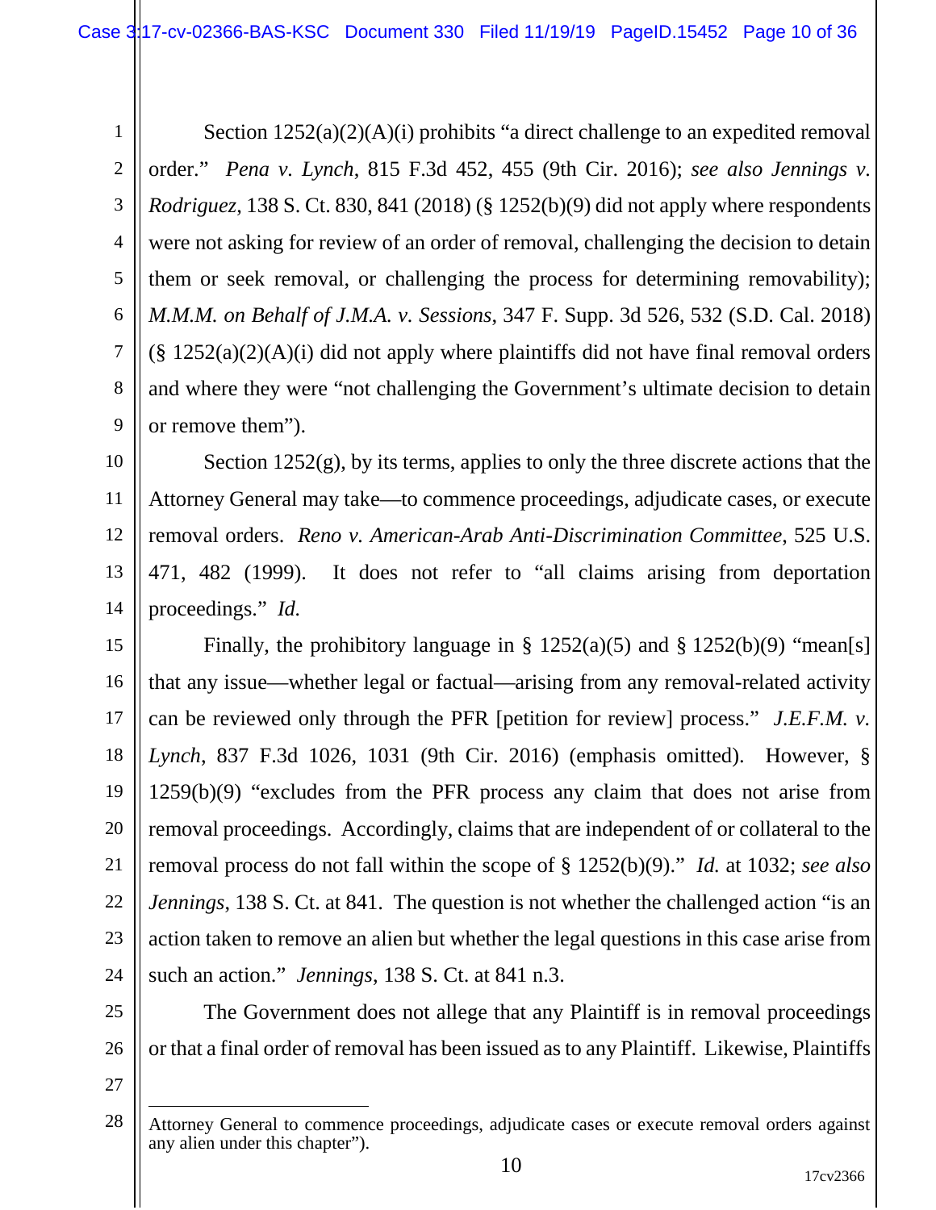Section 1252(a)(2)(A)(i) prohibits "a direct challenge to an expedited removal order." *Pena v. Lynch*, 815 F.3d 452, 455 (9th Cir. 2016); *see also Jennings v. Rodriguez*, 138 S. Ct. 830, 841 (2018) (§ 1252(b)(9) did not apply where respondents were not asking for review of an order of removal, challenging the decision to detain them or seek removal, or challenging the process for determining removability); *M.M.M. on Behalf of J.M.A. v. Sessions*, 347 F. Supp. 3d 526, 532 (S.D. Cal. 2018) (§ 1252(a)(2)(A)(i) did not apply where plaintiffs did not have final removal orders and where they were "not challenging the Government's ultimate decision to detain or remove them").

Section 1252(g), by its terms, applies to only the three discrete actions that the Attorney General may take—to commence proceedings, adjudicate cases, or execute removal orders. *Reno v. American-Arab Anti-Discrimination Committee*, 525 U.S. 471, 482 (1999). It does not refer to "all claims arising from deportation proceedings." *Id.*

Finally, the prohibitory language in § 1252(a)(5) and § 1252(b)(9) "mean[s] that any issue—whether legal or factual—arising from any removal-related activity can be reviewed only through the PFR [petition for review] process." *J.E.F.M. v. Lynch*, 837 F.3d 1026, 1031 (9th Cir. 2016) (emphasis omitted). However, § 1259(b)(9) "excludes from the PFR process any claim that does not arise from removal proceedings. Accordingly, claims that are independent of or collateral to the removal process do not fall within the scope of § 1252(b)(9)." *Id.* at 1032; *see also Jennings*, 138 S. Ct. at 841. The question is not whether the challenged action "is an action taken to remove an alien but whether the legal questions in this case arise from such an action." *Jennings*, 138 S. Ct. at 841 n.3.

The Government does not allege that any Plaintiff is in removal proceedings or that a final order of removal has been issued as to any Plaintiff. Likewise, Plaintiffs

---

Attorney General to commence proceedings, adjudicate cases or execute removal orders against any alien under this chapter").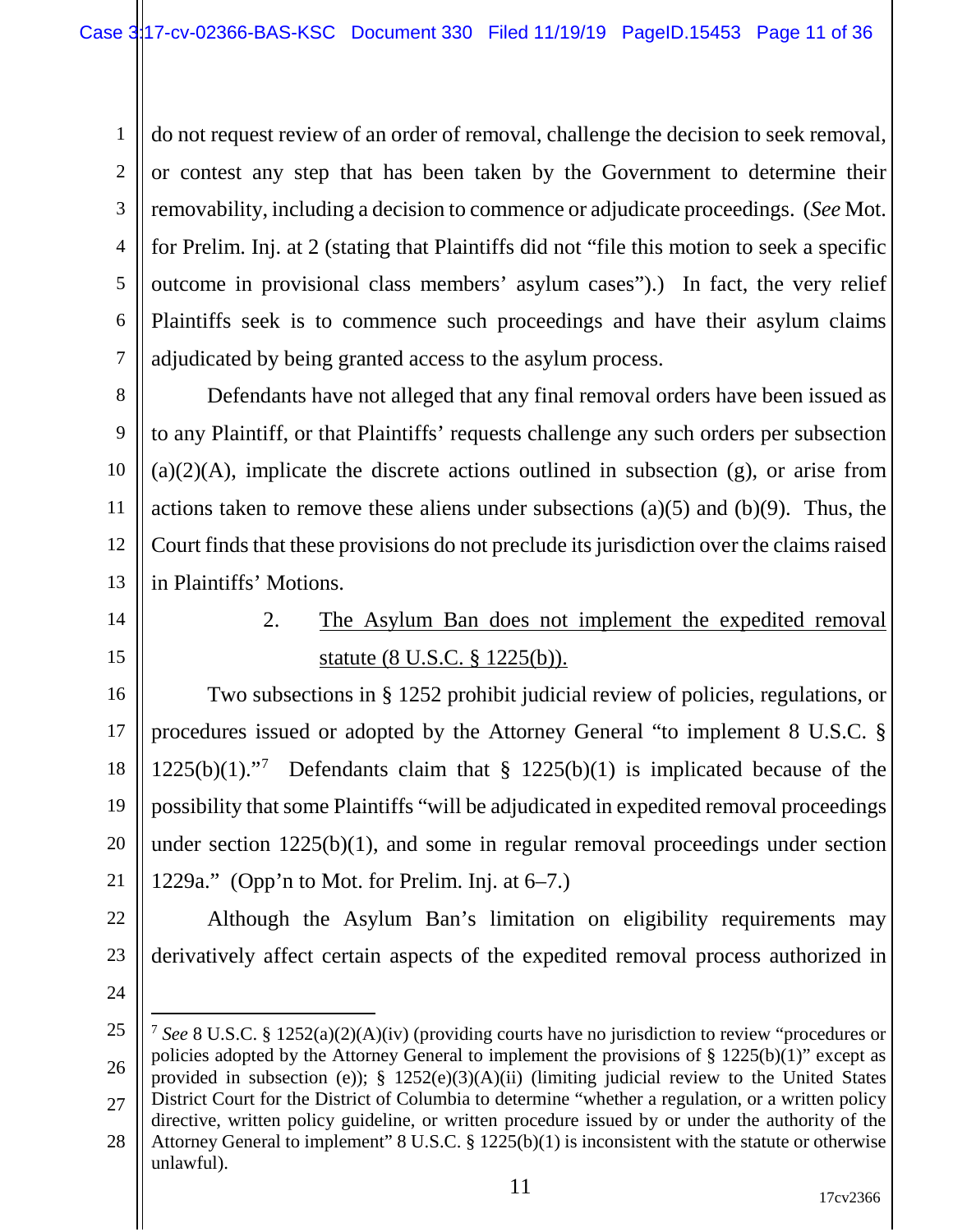do not request review of an order of removal, challenge the decision to seek removal, or contest any step that has been taken by the Government to determine their removability, including a decision to commence or adjudicate proceedings. (*See* Mot. for Prelim. Inj. at 2 (stating that Plaintiffs did not "file this motion to seek a specific outcome in provisional class members' asylum cases").) In fact, the very relief Plaintiffs seek is to commence such proceedings and have their asylum claims adjudicated by being granted access to the asylum process.

Defendants have not alleged that any final removal orders have been issued as to any Plaintiff, or that Plaintiffs' requests challenge any such orders per subsection (a)(2)(A), implicate the discrete actions outlined in subsection (g), or arise from actions taken to remove these aliens under subsections (a)(5) and (b)(9). Thus, the Court finds that these provisions do not preclude its jurisdiction over the claims raised in Plaintiffs' Motions.

### 2. The Asylum Ban does not implement the expedited removal statute (8 U.S.C. § 1225(b)).

Two subsections in § 1252 prohibit judicial review of policies, regulations, or procedures issued or adopted by the Attorney General "to implement 8 U.S.C. § 1225(b)(1)."[7] Defendants claim that § 1225(b)(1) is implicated because of the possibility that some Plaintiffs "will be adjudicated in expedited removal proceedings under section 1225(b)(1), and some in regular removal proceedings under section 1229a." (Opp'n to Mot. for Prelim. Inj. at 6–7.)

Although the Asylum Ban's limitation on eligibility requirements may derivatively affect certain aspects of the expedited removal process authorized in

---

[7] *See* 8 U.S.C. § 1252(a)(2)(A)(iv) (providing courts have no jurisdiction to review "procedures or policies adopted by the Attorney General to implement the provisions of § 1225(b)(1)" except as provided in subsection (e)); § 1252(e)(3)(A)(ii) (limiting judicial review to the United States District Court for the District of Columbia to determine "whether a regulation, or a written policy directive, written policy guideline, or written procedure issued by or under the authority of the Attorney General to implement" 8 U.S.C. § 1225(b)(1) is inconsistent with the statute or otherwise unlawful).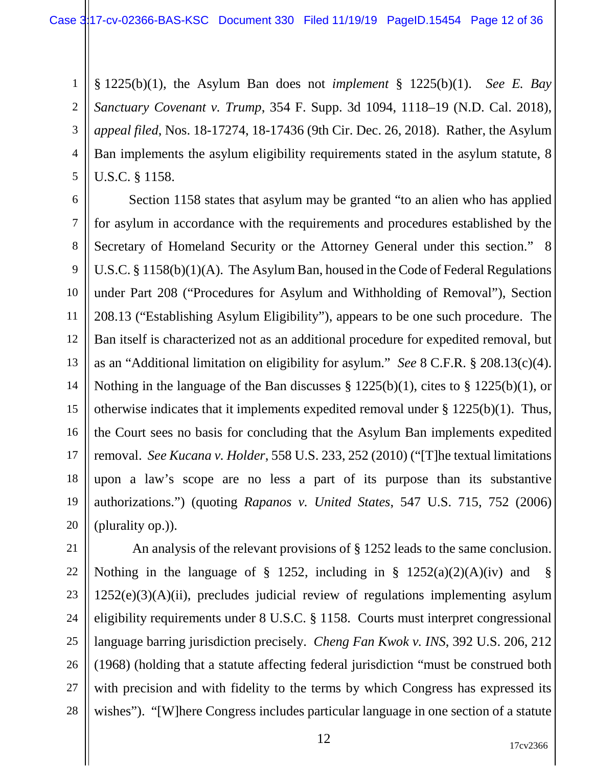§ 1225(b)(1), the Asylum Ban does not *implement* § 1225(b)(1). *See E. Bay Sanctuary Covenant v. Trump*, 354 F. Supp. 3d 1094, 1118–19 (N.D. Cal. 2018), *appeal filed*, Nos. 18-17274, 18-17436 (9th Cir. Dec. 26, 2018). Rather, the Asylum Ban implements the asylum eligibility requirements stated in the asylum statute, 8 U.S.C. § 1158.

Section 1158 states that asylum may be granted "to an alien who has applied for asylum in accordance with the requirements and procedures established by the Secretary of Homeland Security or the Attorney General under this section." 8 U.S.C. § 1158(b)(1)(A). The Asylum Ban, housed in the Code of Federal Regulations under Part 208 ("Procedures for Asylum and Withholding of Removal"), Section 208.13 ("Establishing Asylum Eligibility"), appears to be one such procedure. The Ban itself is characterized not as an additional procedure for expedited removal, but as an "Additional limitation on eligibility for asylum." *See* 8 C.F.R. § 208.13(c)(4). Nothing in the language of the Ban discusses § 1225(b)(1), cites to § 1225(b)(1), or otherwise indicates that it implements expedited removal under § 1225(b)(1). Thus, the Court sees no basis for concluding that the Asylum Ban implements expedited removal. *See Kucana v. Holder*, 558 U.S. 233, 252 (2010) ("[T]he textual limitations upon a law's scope are no less a part of its purpose than its substantive authorizations.") (quoting *Rapanos v. United States*, 547 U.S. 715, 752 (2006) (plurality op.)).

An analysis of the relevant provisions of § 1252 leads to the same conclusion. Nothing in the language of § 1252, including in § 1252(a)(2)(A)(iv) and § 1252(e)(3)(A)(ii), precludes judicial review of regulations implementing asylum eligibility requirements under 8 U.S.C. § 1158. Courts must interpret congressional language barring jurisdiction precisely. *Cheng Fan Kwok v. INS*, 392 U.S. 206, 212 (1968) (holding that a statute affecting federal jurisdiction "must be construed both with precision and with fidelity to the terms by which Congress has expressed its wishes"). "[W]here Congress includes particular language in one section of a statute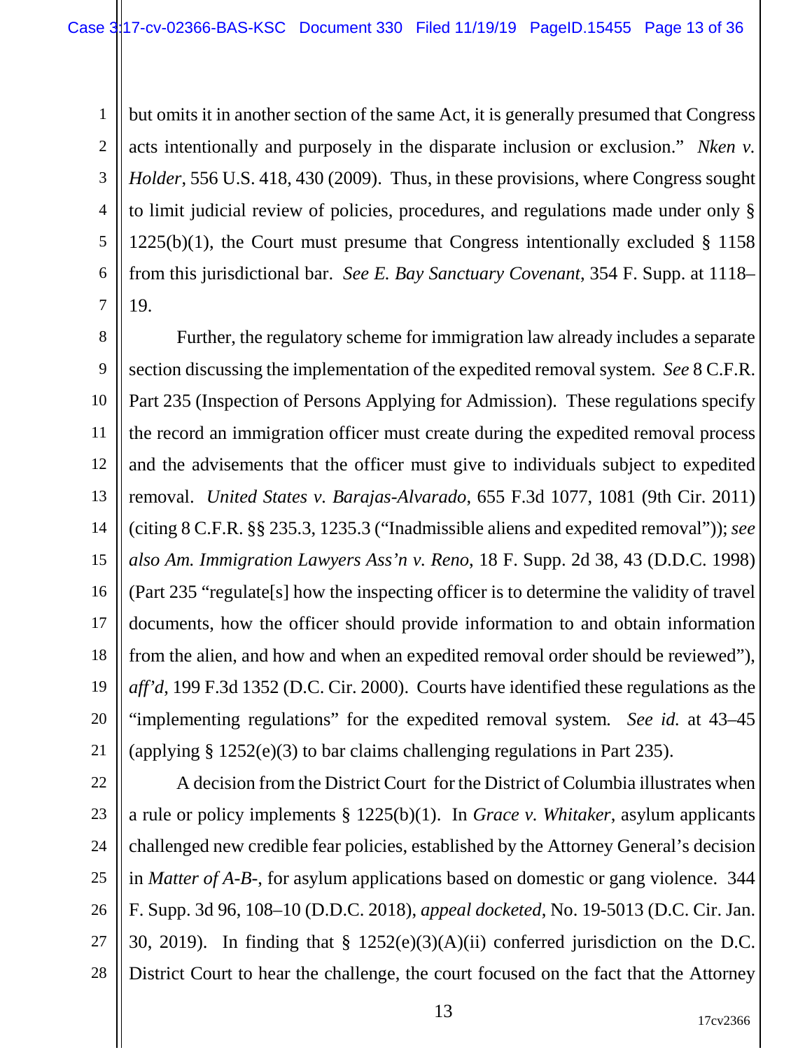but omits it in another section of the same Act, it is generally presumed that Congress acts intentionally and purposely in the disparate inclusion or exclusion." *Nken v. Holder*, 556 U.S. 418, 430 (2009). Thus, in these provisions, where Congress sought to limit judicial review of policies, procedures, and regulations made under only § 1225(b)(1), the Court must presume that Congress intentionally excluded § 1158 from this jurisdictional bar. *See E. Bay Sanctuary Covenant*, 354 F. Supp. at 1118–19.

Further, the regulatory scheme for immigration law already includes a separate section discussing the implementation of the expedited removal system. *See* 8 C.F.R. Part 235 (Inspection of Persons Applying for Admission). These regulations specify the record an immigration officer must create during the expedited removal process and the advisements that the officer must give to individuals subject to expedited removal. *United States v. Barajas-Alvarado*, 655 F.3d 1077, 1081 (9th Cir. 2011) (citing 8 C.F.R. §§ 235.3, 1235.3 ("Inadmissible aliens and expedited removal")); *see also Am. Immigration Lawyers Ass'n v. Reno*, 18 F. Supp. 2d 38, 43 (D.D.C. 1998) (Part 235 "regulate[s] how the inspecting officer is to determine the validity of travel documents, how the officer should provide information to and obtain information from the alien, and how and when an expedited removal order should be reviewed"), *aff'd*, 199 F.3d 1352 (D.C. Cir. 2000). Courts have identified these regulations as the "implementing regulations" for the expedited removal system. *See id.* at 43–45 (applying § 1252(e)(3) to bar claims challenging regulations in Part 235).

A decision from the District Court for the District of Columbia illustrates when a rule or policy implements § 1225(b)(1). In *Grace v. Whitaker*, asylum applicants challenged new credible fear policies, established by the Attorney General's decision in *Matter of A-B-*, for asylum applications based on domestic or gang violence. 344 F. Supp. 3d 96, 108–10 (D.D.C. 2018), *appeal docketed*, No. 19-5013 (D.C. Cir. Jan. 30, 2019). In finding that § 1252(e)(3)(A)(ii) conferred jurisdiction on the D.C. District Court to hear the challenge, the court focused on the fact that the Attorney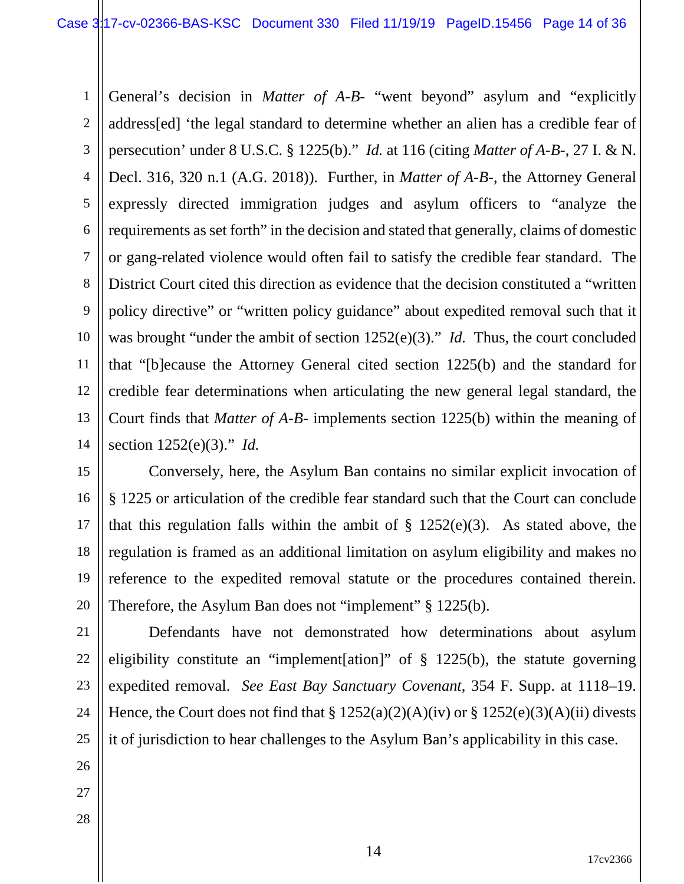General's decision in *Matter of A-B-* "went beyond" asylum and "explicitly address[ed] 'the legal standard to determine whether an alien has a credible fear of persecution' under 8 U.S.C. § 1225(b)." *Id.* at 116 (citing *Matter of A-B-*, 27 I. & N. Decl. 316, 320 n.1 (A.G. 2018)). Further, in *Matter of A-B-*, the Attorney General expressly directed immigration judges and asylum officers to "analyze the requirements as set forth" in the decision and stated that generally, claims of domestic or gang-related violence would often fail to satisfy the credible fear standard. The District Court cited this direction as evidence that the decision constituted a "written policy directive" or "written policy guidance" about expedited removal such that it was brought "under the ambit of section 1252(e)(3)." *Id.* Thus, the court concluded that "[b]ecause the Attorney General cited section 1225(b) and the standard for credible fear determinations when articulating the new general legal standard, the Court finds that *Matter of A-B-* implements section 1225(b) within the meaning of section 1252(e)(3)." *Id.*

Conversely, here, the Asylum Ban contains no similar explicit invocation of § 1225 or articulation of the credible fear standard such that the Court can conclude that this regulation falls within the ambit of § 1252(e)(3). As stated above, the regulation is framed as an additional limitation on asylum eligibility and makes no reference to the expedited removal statute or the procedures contained therein. Therefore, the Asylum Ban does not "implement" § 1225(b).

Defendants have not demonstrated how determinations about asylum eligibility constitute an "implement[ation]" of § 1225(b), the statute governing expedited removal. *See East Bay Sanctuary Covenant*, 354 F. Supp. at 1118–19. Hence, the Court does not find that § 1252(a)(2)(A)(iv) or § 1252(e)(3)(A)(ii) divests it of jurisdiction to hear challenges to the Asylum Ban's applicability in this case.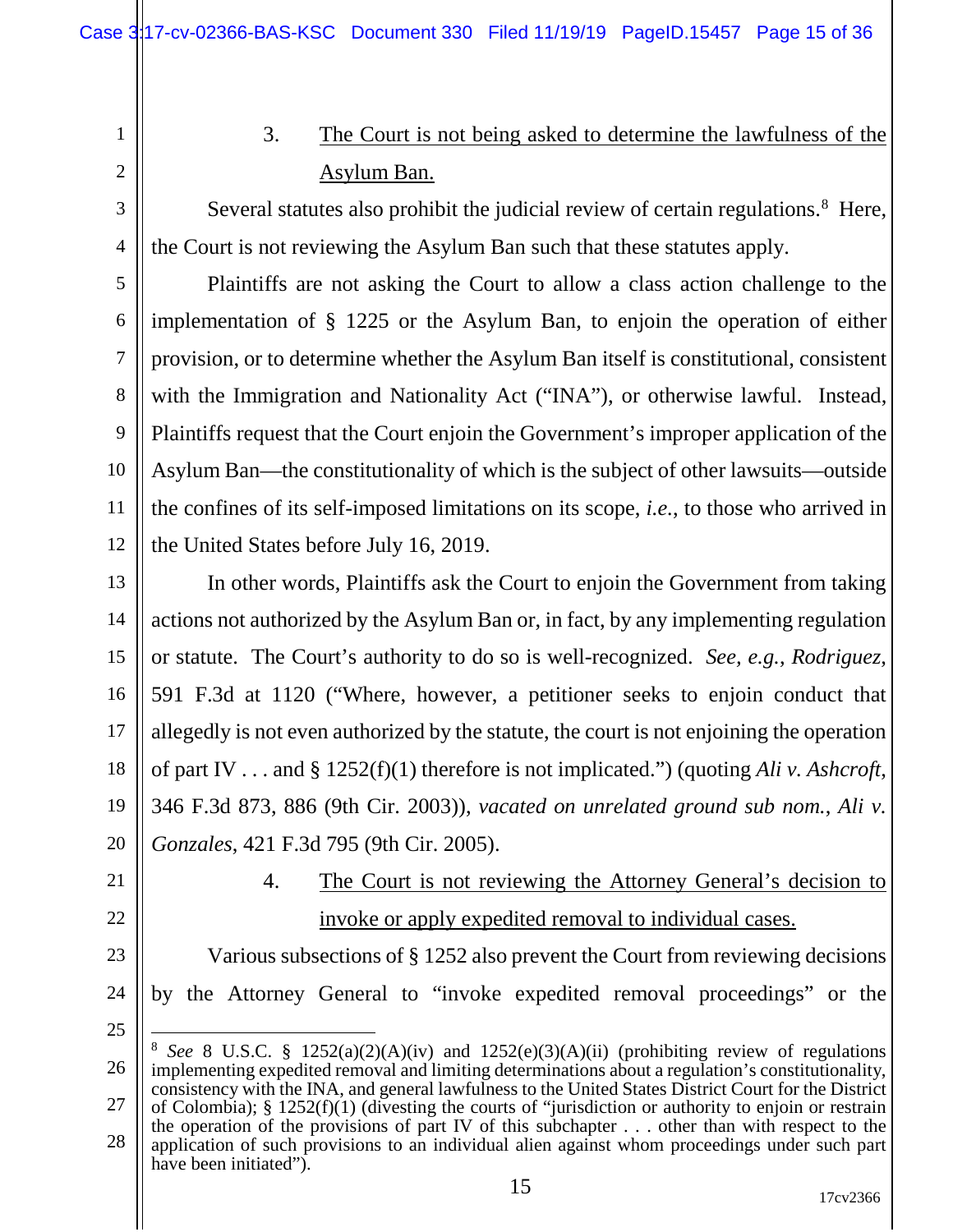### 3. <u>The Court is not being asked to determine the lawfulness of the Asylum Ban.</u>

Several statutes also prohibit the judicial review of certain regulations.[8] Here, the Court is not reviewing the Asylum Ban such that these statutes apply.

Plaintiffs are not asking the Court to allow a class action challenge to the implementation of § 1225 or the Asylum Ban, to enjoin the operation of either provision, or to determine whether the Asylum Ban itself is constitutional, consistent with the Immigration and Nationality Act ("INA"), or otherwise lawful. Instead, Plaintiffs request that the Court enjoin the Government's improper application of the Asylum Ban—the constitutionality of which is the subject of other lawsuits—outside the confines of its self-imposed limitations on its scope, *i.e.*, to those who arrived in the United States before July 16, 2019.

In other words, Plaintiffs ask the Court to enjoin the Government from taking actions not authorized by the Asylum Ban or, in fact, by any implementing regulation or statute. The Court's authority to do so is well-recognized. *See, e.g.*, *Rodriguez*, 591 F.3d at 1120 ("Where, however, a petitioner seeks to enjoin conduct that allegedly is not even authorized by the statute, the court is not enjoining the operation of part IV . . . and § 1252(f)(1) therefore is not implicated.") (quoting *Ali v. Ashcroft*, 346 F.3d 873, 886 (9th Cir. 2003)), *vacated on unrelated ground sub nom.*, *Ali v. Gonzales*, 421 F.3d 795 (9th Cir. 2005).

### 4. <u>The Court is not reviewing the Attorney General's decision to invoke or apply expedited removal to individual cases.</u>

Various subsections of § 1252 also prevent the Court from reviewing decisions by the Attorney General to "invoke expedited removal proceedings" or the

---

[8] *See* 8 U.S.C. § 1252(a)(2)(A)(iv) and 1252(e)(3)(A)(ii) (prohibiting review of regulations implementing expedited removal and limiting determinations about a regulation's constitutionality, consistency with the INA, and general lawfulness to the United States District Court for the District of Colombia); § 1252(f)(1) (divesting the courts of "jurisdiction or authority to enjoin or restrain the operation of the provisions of part IV of this subchapter . . . other than with respect to the application of such provisions to an individual alien against whom proceedings under such part have been initiated").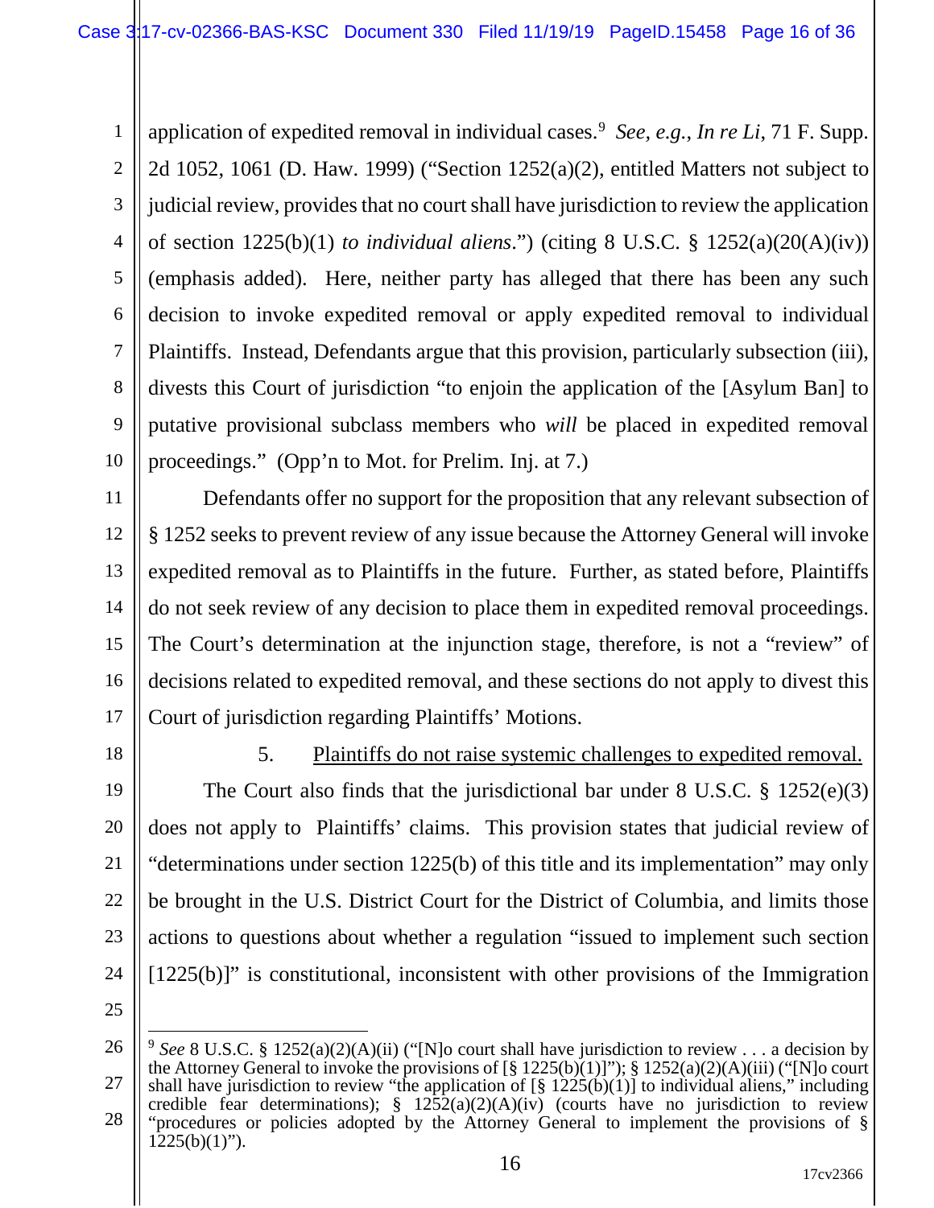application of expedited removal in individual cases.[9] *See, e.g.*, *In re Li*, 71 F. Supp. 2d 1052, 1061 (D. Haw. 1999) ("Section 1252(a)(2), entitled Matters not subject to judicial review, provides that no court shall have jurisdiction to review the application of section 1225(b)(1) *to individual aliens*.") (citing 8 U.S.C. § 1252(a)(20(A)(iv)) (emphasis added). Here, neither party has alleged that there has been any such decision to invoke expedited removal or apply expedited removal to individual Plaintiffs. Instead, Defendants argue that this provision, particularly subsection (iii), divests this Court of jurisdiction "to enjoin the application of the [Asylum Ban] to putative provisional subclass members who *will* be placed in expedited removal proceedings." (Opp'n to Mot. for Prelim. Inj. at 7.)

Defendants offer no support for the proposition that any relevant subsection of § 1252 seeks to prevent review of any issue because the Attorney General will invoke expedited removal as to Plaintiffs in the future. Further, as stated before, Plaintiffs do not seek review of any decision to place them in expedited removal proceedings. The Court's determination at the injunction stage, therefore, is not a "review" of decisions related to expedited removal, and these sections do not apply to divest this Court of jurisdiction regarding Plaintiffs' Motions.

5. Plaintiffs do not raise systemic challenges to expedited removal.

The Court also finds that the jurisdictional bar under 8 U.S.C. § 1252(e)(3) does not apply to Plaintiffs' claims. This provision states that judicial review of "determinations under section 1225(b) of this title and its implementation" may only be brought in the U.S. District Court for the District of Columbia, and limits those actions to questions about whether a regulation "issued to implement such section [1225(b)]" is constitutional, inconsistent with other provisions of the Immigration

---

[9] *See* 8 U.S.C. § 1252(a)(2)(A)(ii) ("[N]o court shall have jurisdiction to review . . . a decision by the Attorney General to invoke the provisions of [§ 1225(b)(1)]"); § 1252(a)(2)(A)(iii) ("[N]o court shall have jurisdiction to review "the application of [§ 1225(b)(1)] to individual aliens," including credible fear determinations); § 1252(a)(2)(A)(iv) (courts have no jurisdiction to review "procedures or policies adopted by the Attorney General to implement the provisions of § 1225(b)(1)").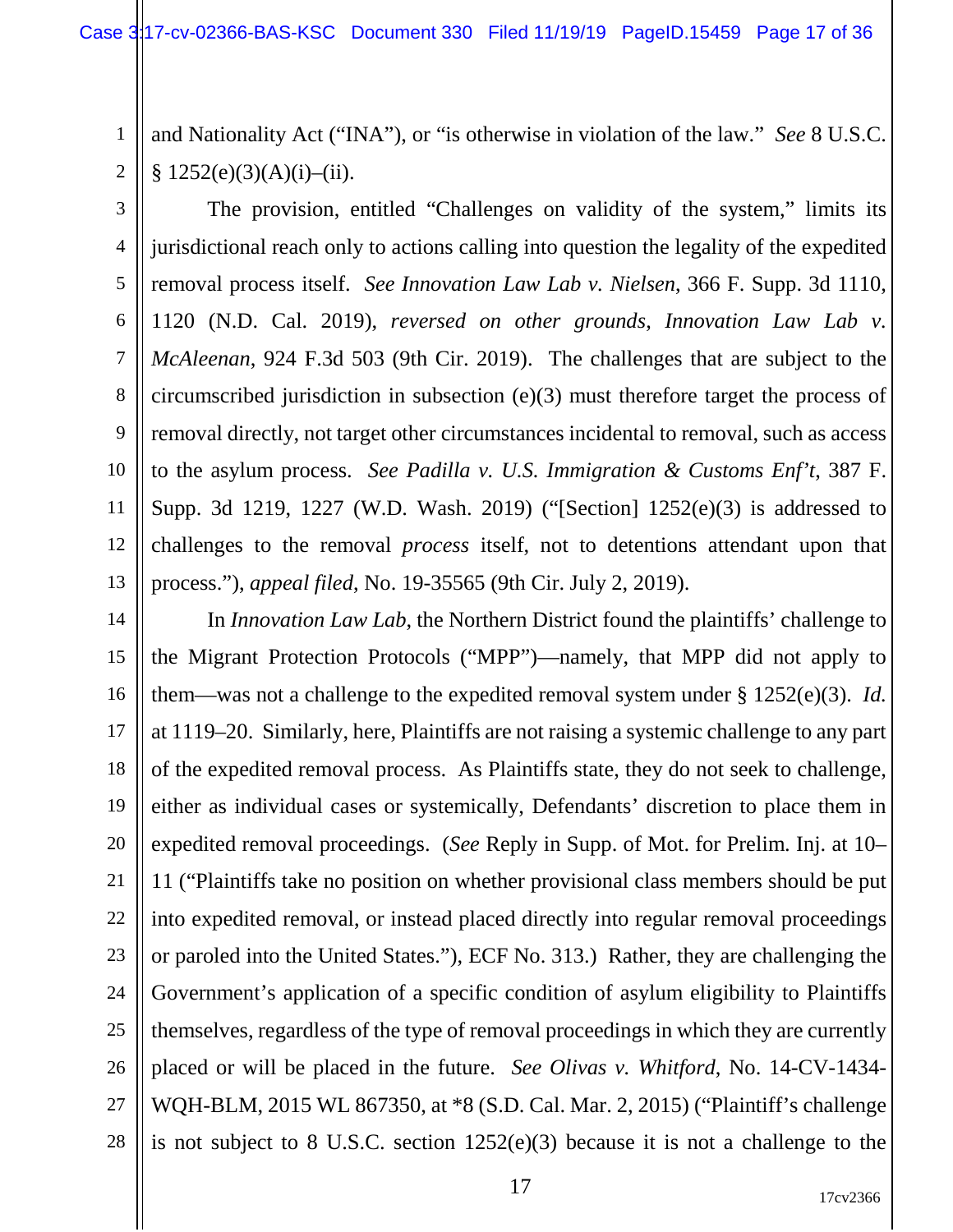and Nationality Act ("INA"), or "is otherwise in violation of the law." *See* 8 U.S.C. § 1252(e)(3)(A)(i)–(ii).

The provision, entitled "Challenges on validity of the system," limits its jurisdictional reach only to actions calling into question the legality of the expedited removal process itself. *See Innovation Law Lab v. Nielsen*, 366 F. Supp. 3d 1110, 1120 (N.D. Cal. 2019), *reversed on other grounds*, *Innovation Law Lab v. McAleenan*, 924 F.3d 503 (9th Cir. 2019). The challenges that are subject to the circumscribed jurisdiction in subsection (e)(3) must therefore target the process of removal directly, not target other circumstances incidental to removal, such as access to the asylum process. *See Padilla v. U.S. Immigration & Customs Enf't*, 387 F. Supp. 3d 1219, 1227 (W.D. Wash. 2019) ("[Section] 1252(e)(3) is addressed to challenges to the removal *process* itself, not to detentions attendant upon that process."), *appeal filed*, No. 19-35565 (9th Cir. July 2, 2019).

In *Innovation Law Lab*, the Northern District found the plaintiffs' challenge to the Migrant Protection Protocols ("MPP")—namely, that MPP did not apply to them—was not a challenge to the expedited removal system under § 1252(e)(3). *Id.* at 1119–20. Similarly, here, Plaintiffs are not raising a systemic challenge to any part of the expedited removal process. As Plaintiffs state, they do not seek to challenge, either as individual cases or systemically, Defendants' discretion to place them in expedited removal proceedings. (*See* Reply in Supp. of Mot. for Prelim. Inj. at 10–11 ("Plaintiffs take no position on whether provisional class members should be put into expedited removal, or instead placed directly into regular removal proceedings or paroled into the United States."), ECF No. 313.) Rather, they are challenging the Government's application of a specific condition of asylum eligibility to Plaintiffs themselves, regardless of the type of removal proceedings in which they are currently placed or will be placed in the future. *See Olivas v. Whitford*, No. 14-CV-1434-WQH-BLM, 2015 WL 867350, at *8 (S.D. Cal. Mar. 2, 2015) ("Plaintiff's challenge is not subject to 8 U.S.C. section 1252(e)(3) because it is not a challenge to the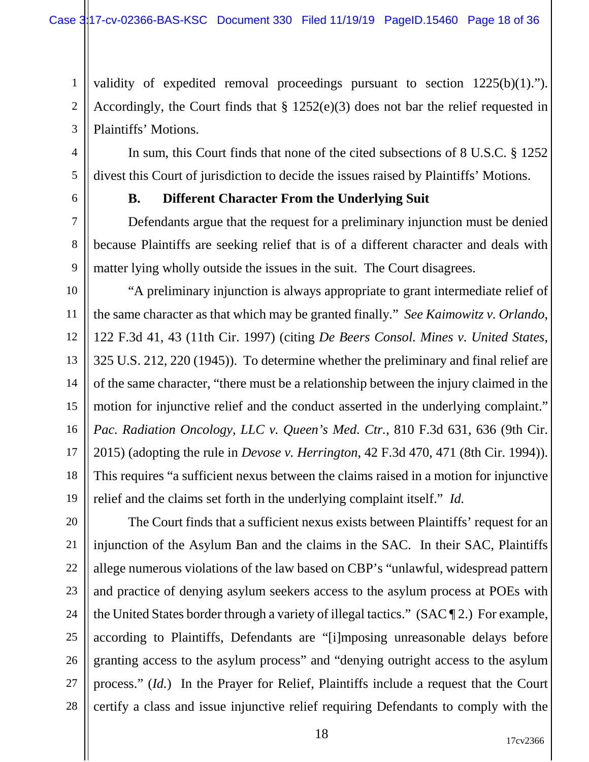validity of expedited removal proceedings pursuant to section 1225(b)(1).”). Accordingly, the Court finds that § 1252(e)(3) does not bar the relief requested in Plaintiffs' Motions.

In sum, this Court finds that none of the cited subsections of 8 U.S.C. § 1252 divest this Court of jurisdiction to decide the issues raised by Plaintiffs' Motions.

### B. Different Character From the Underlying Suit

Defendants argue that the request for a preliminary injunction must be denied because Plaintiffs are seeking relief that is of a different character and deals with matter lying wholly outside the issues in the suit. The Court disagrees.

“A preliminary injunction is always appropriate to grant intermediate relief of the same character as that which may be granted finally.” *See Kaimowitz v. Orlando*, 122 F.3d 41, 43 (11th Cir. 1997) (citing *De Beers Consol. Mines v. United States*, 325 U.S. 212, 220 (1945)). To determine whether the preliminary and final relief are of the same character, “there must be a relationship between the injury claimed in the motion for injunctive relief and the conduct asserted in the underlying complaint.” *Pac. Radiation Oncology, LLC v. Queen's Med. Ctr.*, 810 F.3d 631, 636 (9th Cir. 2015) (adopting the rule in *Devose v. Herrington*, 42 F.3d 470, 471 (8th Cir. 1994)). This requires “a sufficient nexus between the claims raised in a motion for injunctive relief and the claims set forth in the underlying complaint itself.” *Id.*

The Court finds that a sufficient nexus exists between Plaintiffs' request for an injunction of the Asylum Ban and the claims in the SAC. In their SAC, Plaintiffs allege numerous violations of the law based on CBP's “unlawful, widespread pattern and practice of denying asylum seekers access to the asylum process at POEs with the United States border through a variety of illegal tactics.” (SAC ¶ 2.) For example, according to Plaintiffs, Defendants are “[i]mposing unreasonable delays before granting access to the asylum process” and “denying outright access to the asylum process.” (*Id.*) In the Prayer for Relief, Plaintiffs include a request that the Court certify a class and issue injunctive relief requiring Defendants to comply with the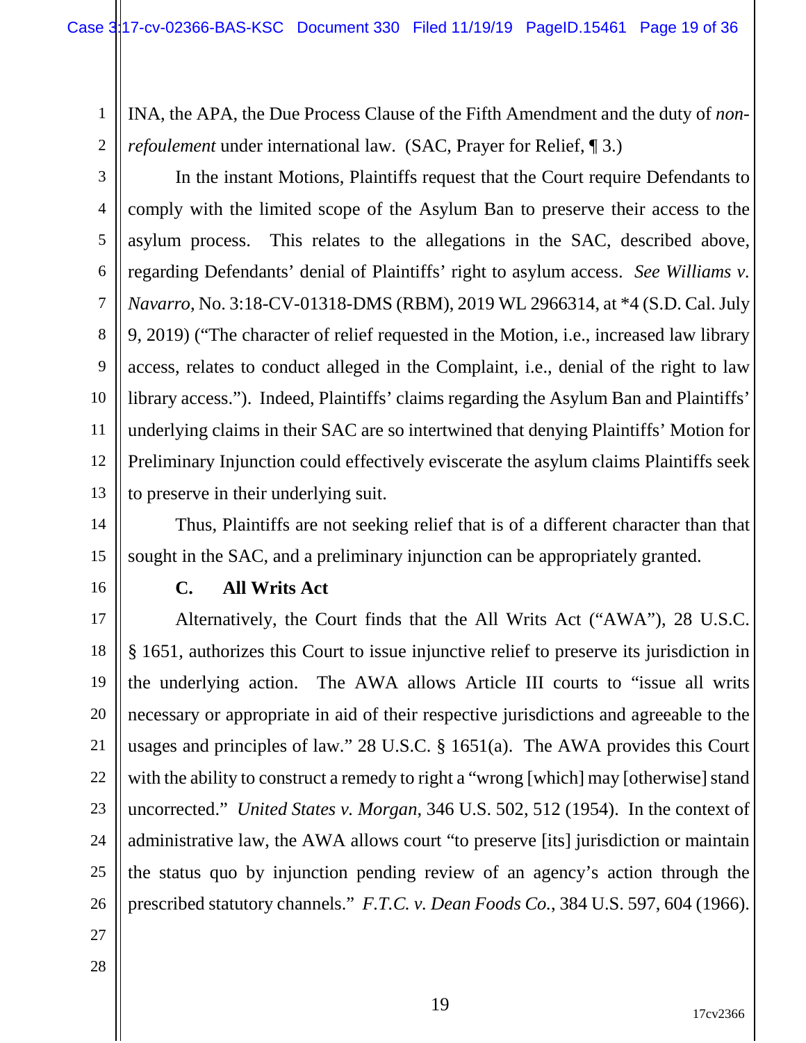INA, the APA, the Due Process Clause of the Fifth Amendment and the duty of *non-refoulement* under international law. (SAC, Prayer for Relief, ¶ 3.)

In the instant Motions, Plaintiffs request that the Court require Defendants to comply with the limited scope of the Asylum Ban to preserve their access to the asylum process. This relates to the allegations in the SAC, described above, regarding Defendants' denial of Plaintiffs' right to asylum access. *See Williams v. Navarro*, No. 3:18-CV-01318-DMS (RBM), 2019 WL 2966314, at *4 (S.D. Cal. July 9, 2019) ("The character of relief requested in the Motion, i.e., increased law library access, relates to conduct alleged in the Complaint, i.e., denial of the right to law library access."). Indeed, Plaintiffs' claims regarding the Asylum Ban and Plaintiffs' underlying claims in their SAC are so intertwined that denying Plaintiffs' Motion for Preliminary Injunction could effectively eviscerate the asylum claims Plaintiffs seek to preserve in their underlying suit.

Thus, Plaintiffs are not seeking relief that is of a different character than that sought in the SAC, and a preliminary injunction can be appropriately granted.

### C. All Writs Act

Alternatively, the Court finds that the All Writs Act ("AWA"), 28 U.S.C. § 1651, authorizes this Court to issue injunctive relief to preserve its jurisdiction in the underlying action. The AWA allows Article III courts to "issue all writs necessary or appropriate in aid of their respective jurisdictions and agreeable to the usages and principles of law." 28 U.S.C. § 1651(a). The AWA provides this Court with the ability to construct a remedy to right a "wrong [which] may [otherwise] stand uncorrected." *United States v. Morgan*, 346 U.S. 502, 512 (1954). In the context of administrative law, the AWA allows court "to preserve [its] jurisdiction or maintain the status quo by injunction pending review of an agency's action through the prescribed statutory channels." *F.T.C. v. Dean Foods Co.*, 384 U.S. 597, 604 (1966).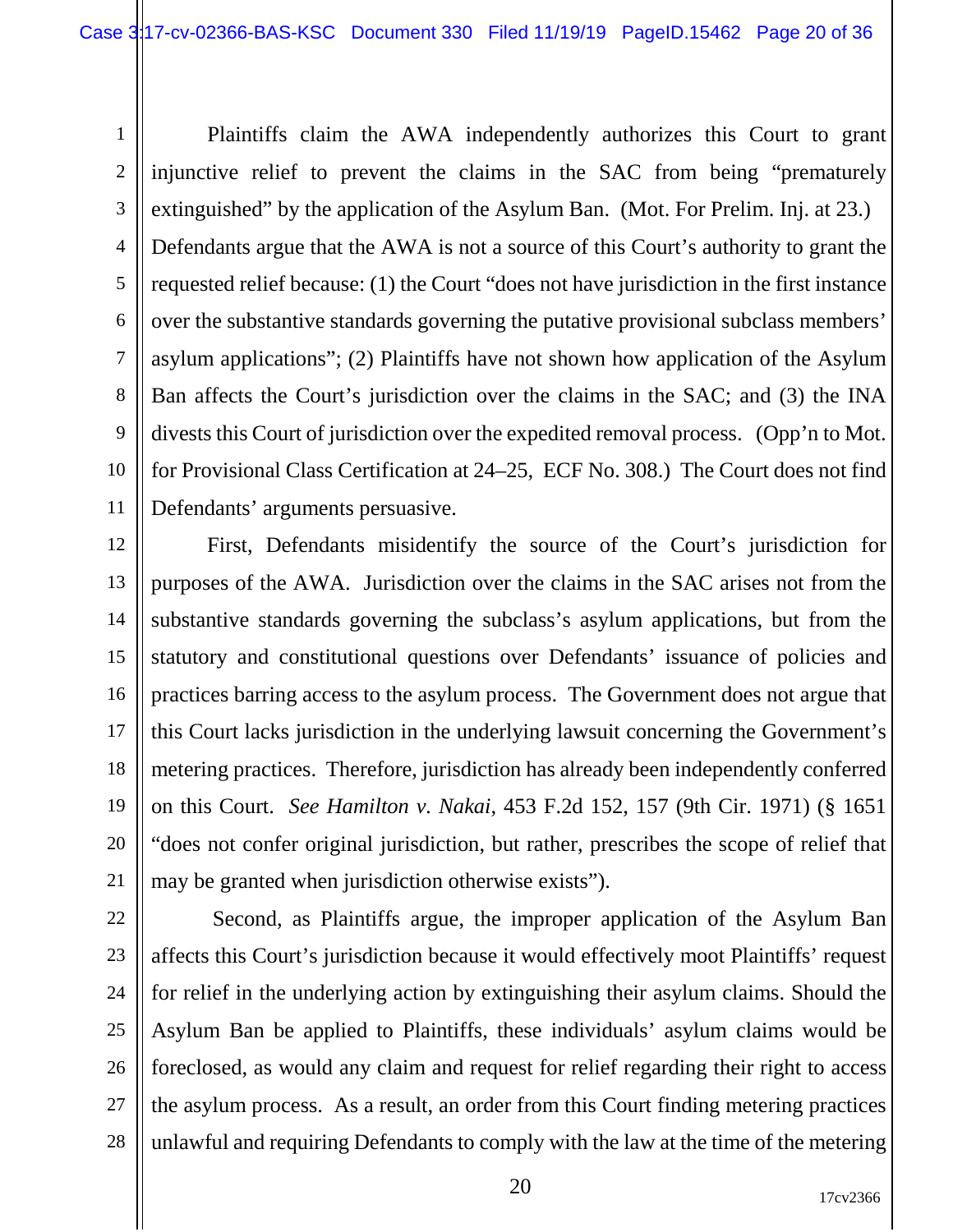Plaintiffs claim the AWA independently authorizes this Court to grant injunctive relief to prevent the claims in the SAC from being "prematurely extinguished" by the application of the Asylum Ban. (Mot. For Prelim. Inj. at 23.) Defendants argue that the AWA is not a source of this Court's authority to grant the requested relief because: (1) the Court "does not have jurisdiction in the first instance over the substantive standards governing the putative provisional subclass members' asylum applications"; (2) Plaintiffs have not shown how application of the Asylum Ban affects the Court's jurisdiction over the claims in the SAC; and (3) the INA divests this Court of jurisdiction over the expedited removal process. (Opp'n to Mot. for Provisional Class Certification at 24–25, ECF No. 308.) The Court does not find Defendants' arguments persuasive.

First, Defendants misidentify the source of the Court's jurisdiction for purposes of the AWA. Jurisdiction over the claims in the SAC arises not from the substantive standards governing the subclass's asylum applications, but from the statutory and constitutional questions over Defendants' issuance of policies and practices barring access to the asylum process. The Government does not argue that this Court lacks jurisdiction in the underlying lawsuit concerning the Government's metering practices. Therefore, jurisdiction has already been independently conferred on this Court. *See Hamilton v. Nakai*, 453 F.2d 152, 157 (9th Cir. 1971) (§ 1651 "does not confer original jurisdiction, but rather, prescribes the scope of relief that may be granted when jurisdiction otherwise exists").

Second, as Plaintiffs argue, the improper application of the Asylum Ban affects this Court's jurisdiction because it would effectively moot Plaintiffs' request for relief in the underlying action by extinguishing their asylum claims. Should the Asylum Ban be applied to Plaintiffs, these individuals' asylum claims would be foreclosed, as would any claim and request for relief regarding their right to access the asylum process. As a result, an order from this Court finding metering practices unlawful and requiring Defendants to comply with the law at the time of the metering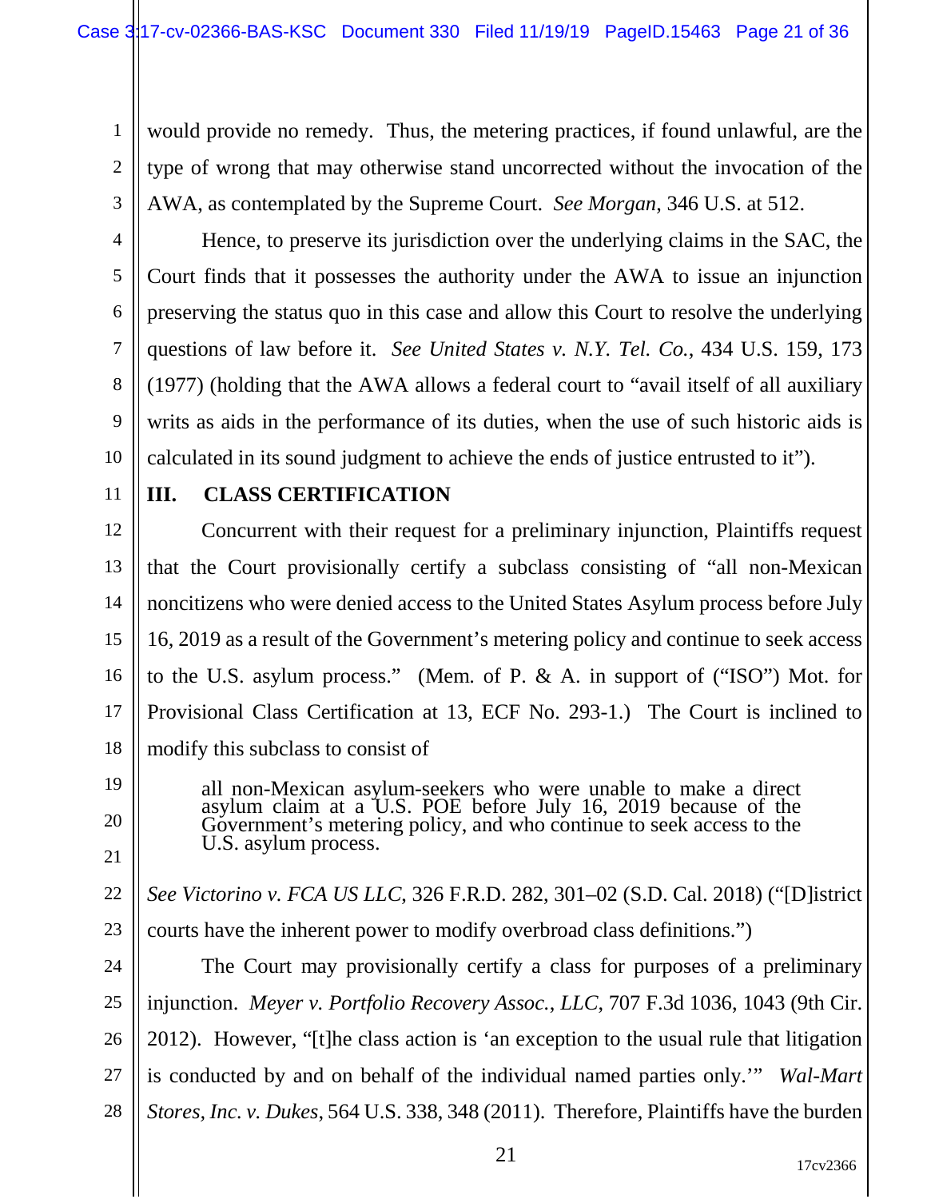would provide no remedy. Thus, the metering practices, if found unlawful, are the type of wrong that may otherwise stand uncorrected without the invocation of the AWA, as contemplated by the Supreme Court. *See Morgan*, 346 U.S. at 512.

Hence, to preserve its jurisdiction over the underlying claims in the SAC, the Court finds that it possesses the authority under the AWA to issue an injunction preserving the status quo in this case and allow this Court to resolve the underlying questions of law before it. *See United States v. N.Y. Tel. Co.*, 434 U.S. 159, 173 (1977) (holding that the AWA allows a federal court to "avail itself of all auxiliary writs as aids in the performance of its duties, when the use of such historic aids is calculated in its sound judgment to achieve the ends of justice entrusted to it").

## III. CLASS CERTIFICATION

Concurrent with their request for a preliminary injunction, Plaintiffs request that the Court provisionally certify a subclass consisting of "all non-Mexican noncitizens who were denied access to the United States Asylum process before July 16, 2019 as a result of the Government's metering policy and continue to seek access to the U.S. asylum process." (Mem. of P. & A. in support of ("ISO") Mot. for Provisional Class Certification at 13, ECF No. 293-1.) The Court is inclined to modify this subclass to consist of

> all non-Mexican asylum-seekers who were unable to make a direct asylum claim at a U.S. POE before July 16, 2019 because of the Government's metering policy, and who continue to seek access to the U.S. asylum process.

*See Victorino v. FCA US LLC*, 326 F.R.D. 282, 301–02 (S.D. Cal. 2018) ("[D]istrict courts have the inherent power to modify overbroad class definitions.")

The Court may provisionally certify a class for purposes of a preliminary injunction. *Meyer v. Portfolio Recovery Assoc., LLC*, 707 F.3d 1036, 1043 (9th Cir. 2012). However, "[t]he class action is 'an exception to the usual rule that litigation is conducted by and on behalf of the individual named parties only.'" *Wal-Mart Stores, Inc. v. Dukes*, 564 U.S. 338, 348 (2011). Therefore, Plaintiffs have the burden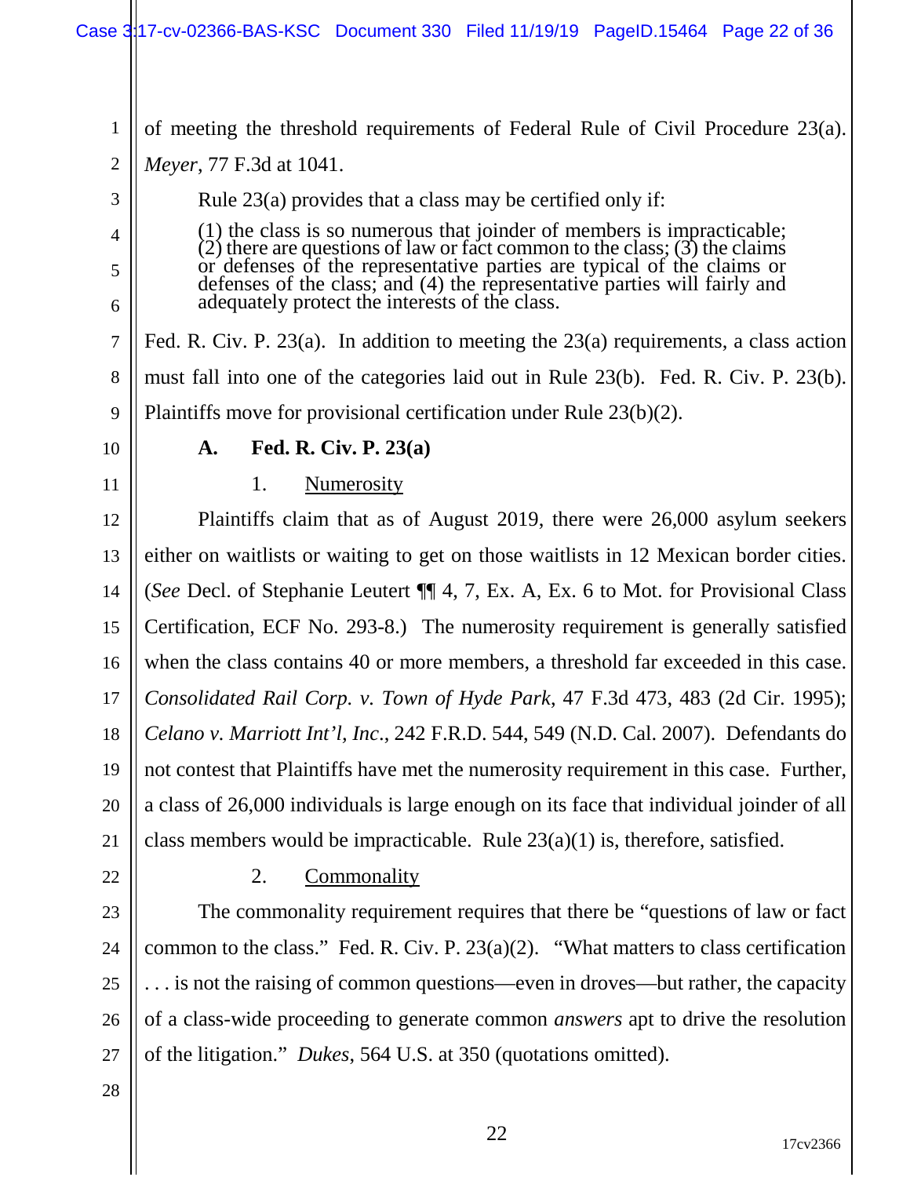of meeting the threshold requirements of Federal Rule of Civil Procedure 23(a). *Meyer*, 77 F.3d at 1041.

Rule 23(a) provides that a class may be certified only if:

> (1) the class is so numerous that joinder of members is impracticable; (2) there are questions of law or fact common to the class; (3) the claims or defenses of the representative parties are typical of the claims or defenses of the class; and (4) the representative parties will fairly and adequately protect the interests of the class.

Fed. R. Civ. P. 23(a). In addition to meeting the 23(a) requirements, a class action must fall into one of the categories laid out in Rule 23(b). Fed. R. Civ. P. 23(b). Plaintiffs move for provisional certification under Rule 23(b)(2).

### A. Fed. R. Civ. P. 23(a)

#### 1. Numerosity

Plaintiffs claim that as of August 2019, there were 26,000 asylum seekers either on waitlists or waiting to get on those waitlists in 12 Mexican border cities. (*See* Decl. of Stephanie Leutert ¶¶ 4, 7, Ex. A, Ex. 6 to Mot. for Provisional Class Certification, ECF No. 293-8.) The numerosity requirement is generally satisfied when the class contains 40 or more members, a threshold far exceeded in this case. *Consolidated Rail Corp. v. Town of Hyde Park*, 47 F.3d 473, 483 (2d Cir. 1995); *Celano v. Marriott Int'l, Inc*., 242 F.R.D. 544, 549 (N.D. Cal. 2007). Defendants do not contest that Plaintiffs have met the numerosity requirement in this case. Further, a class of 26,000 individuals is large enough on its face that individual joinder of all class members would be impracticable. Rule 23(a)(1) is, therefore, satisfied.

#### 2. Commonality

The commonality requirement requires that there be "questions of law or fact common to the class." Fed. R. Civ. P. 23(a)(2). "What matters to class certification . . . is not the raising of common questions—even in droves—but rather, the capacity of a class-wide proceeding to generate common *answers* apt to drive the resolution of the litigation." *Dukes*, 564 U.S. at 350 (quotations omitted).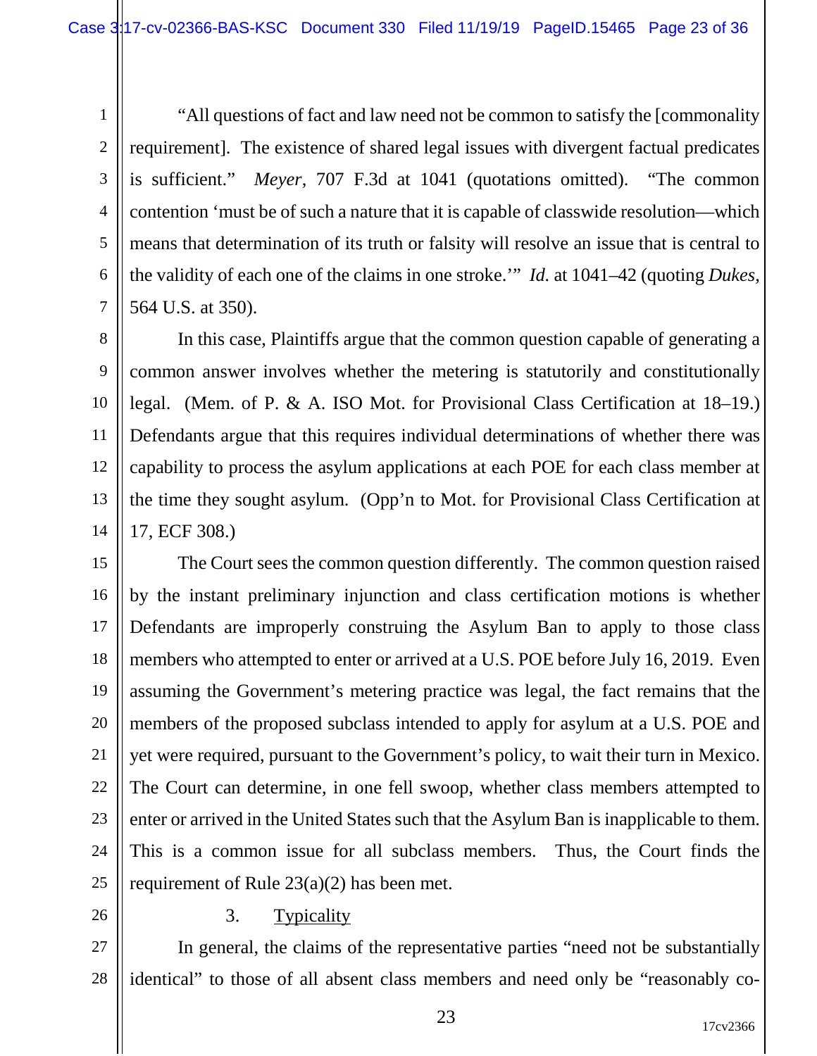"All questions of fact and law need not be common to satisfy the [commonality requirement]. The existence of shared legal issues with divergent factual predicates is sufficient." *Meyer*, 707 F.3d at 1041 (quotations omitted). "The common contention 'must be of such a nature that it is capable of classwide resolution—which means that determination of its truth or falsity will resolve an issue that is central to the validity of each one of the claims in one stroke.'" *Id.* at 1041–42 (quoting *Dukes*, 564 U.S. at 350).

In this case, Plaintiffs argue that the common question capable of generating a common answer involves whether the metering is statutorily and constitutionally legal. (Mem. of P. & A. ISO Mot. for Provisional Class Certification at 18–19.) Defendants argue that this requires individual determinations of whether there was capability to process the asylum applications at each POE for each class member at the time they sought asylum. (Opp'n to Mot. for Provisional Class Certification at 17, ECF 308.)

The Court sees the common question differently. The common question raised by the instant preliminary injunction and class certification motions is whether Defendants are improperly construing the Asylum Ban to apply to those class members who attempted to enter or arrived at a U.S. POE before July 16, 2019. Even assuming the Government's metering practice was legal, the fact remains that the members of the proposed subclass intended to apply for asylum at a U.S. POE and yet were required, pursuant to the Government's policy, to wait their turn in Mexico. The Court can determine, in one fell swoop, whether class members attempted to enter or arrived in the United States such that the Asylum Ban is inapplicable to them. This is a common issue for all subclass members. Thus, the Court finds the requirement of Rule 23(a)(2) has been met.

### 3. Typicality

In general, the claims of the representative parties "need not be substantially identical" to those of all absent class members and need only be "reasonably co-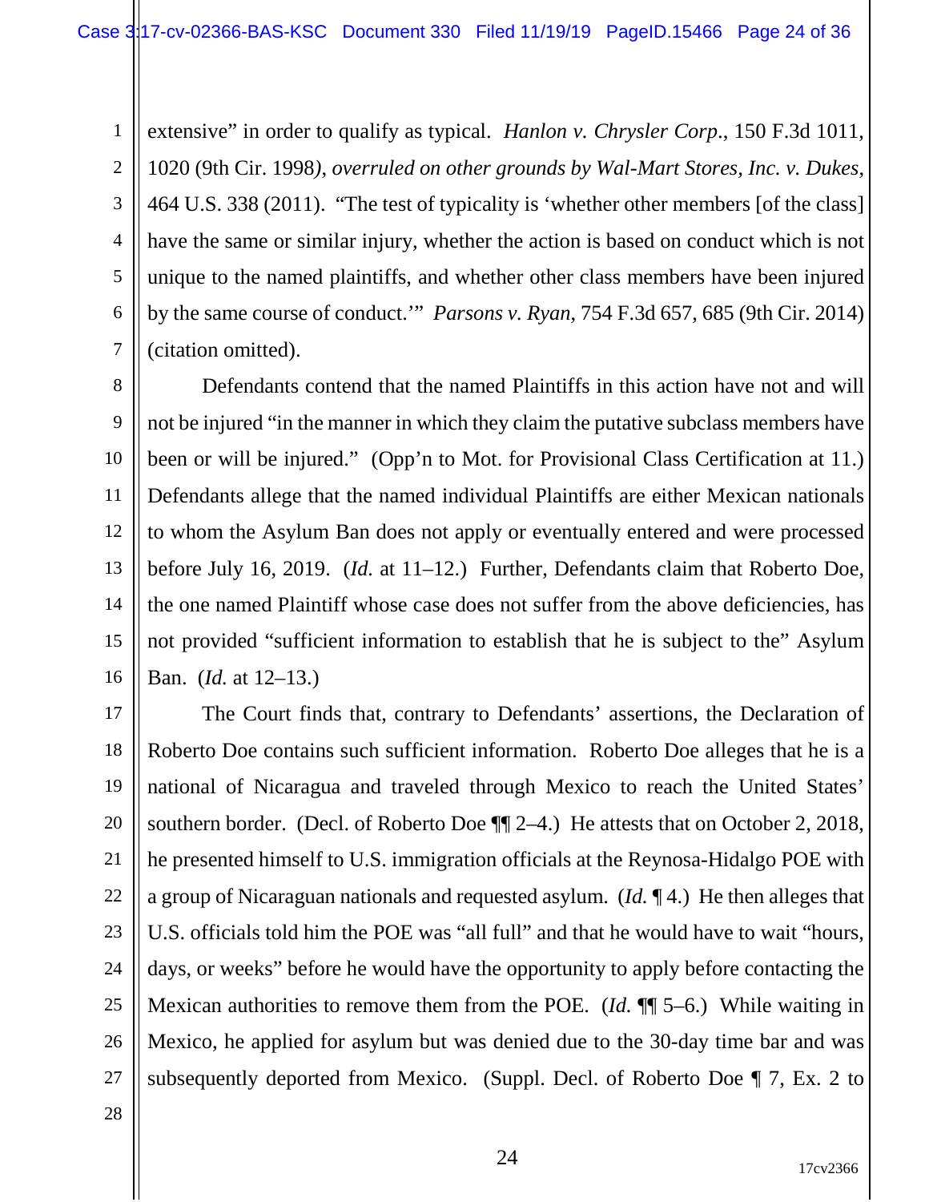extensive" in order to qualify as typical. *Hanlon v. Chrysler Corp.*, 150 F.3d 1011, 1020 (9th Cir. 1998*), overruled on other grounds by Wal-Mart Stores, Inc. v. Dukes*, 464 U.S. 338 (2011). "The test of typicality is 'whether other members [of the class] have the same or similar injury, whether the action is based on conduct which is not unique to the named plaintiffs, and whether other class members have been injured by the same course of conduct.'" *Parsons v. Ryan*, 754 F.3d 657, 685 (9th Cir. 2014) (citation omitted).

Defendants contend that the named Plaintiffs in this action have not and will not be injured "in the manner in which they claim the putative subclass members have been or will be injured." (Opp'n to Mot. for Provisional Class Certification at 11.) Defendants allege that the named individual Plaintiffs are either Mexican nationals to whom the Asylum Ban does not apply or eventually entered and were processed before July 16, 2019. (*Id.* at 11–12.) Further, Defendants claim that Roberto Doe, the one named Plaintiff whose case does not suffer from the above deficiencies, has not provided "sufficient information to establish that he is subject to the" Asylum Ban. (*Id.* at 12–13.)

The Court finds that, contrary to Defendants' assertions, the Declaration of Roberto Doe contains such sufficient information. Roberto Doe alleges that he is a national of Nicaragua and traveled through Mexico to reach the United States' southern border. (Decl. of Roberto Doe ¶¶ 2–4.) He attests that on October 2, 2018, he presented himself to U.S. immigration officials at the Reynosa-Hidalgo POE with a group of Nicaraguan nationals and requested asylum. (*Id.* ¶ 4.) He then alleges that U.S. officials told him the POE was "all full" and that he would have to wait "hours, days, or weeks" before he would have the opportunity to apply before contacting the Mexican authorities to remove them from the POE. (*Id.* ¶¶ 5–6.) While waiting in Mexico, he applied for asylum but was denied due to the 30-day time bar and was subsequently deported from Mexico. (Suppl. Decl. of Roberto Doe ¶ 7, Ex. 2 to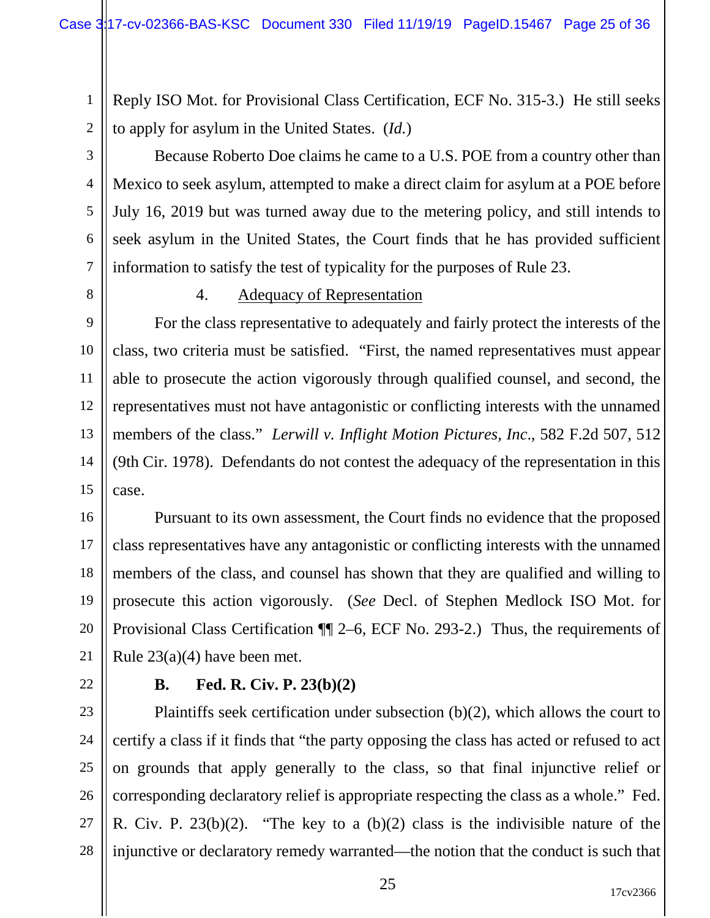Reply ISO Mot. for Provisional Class Certification, ECF No. 315-3.) He still seeks to apply for asylum in the United States. (*Id.*)

Because Roberto Doe claims he came to a U.S. POE from a country other than Mexico to seek asylum, attempted to make a direct claim for asylum at a POE before July 16, 2019 but was turned away due to the metering policy, and still intends to seek asylum in the United States, the Court finds that he has provided sufficient information to satisfy the test of typicality for the purposes of Rule 23.

4. Adequacy of Representation

For the class representative to adequately and fairly protect the interests of the class, two criteria must be satisfied. "First, the named representatives must appear able to prosecute the action vigorously through qualified counsel, and second, the representatives must not have antagonistic or conflicting interests with the unnamed members of the class." *Lerwill v. Inflight Motion Pictures, Inc*., 582 F.2d 507, 512 (9th Cir. 1978). Defendants do not contest the adequacy of the representation in this case.

Pursuant to its own assessment, the Court finds no evidence that the proposed class representatives have any antagonistic or conflicting interests with the unnamed members of the class, and counsel has shown that they are qualified and willing to prosecute this action vigorously. (*See* Decl. of Stephen Medlock ISO Mot. for Provisional Class Certification ¶¶ 2–6, ECF No. 293-2.) Thus, the requirements of Rule 23(a)(4) have been met.

**B. Fed. R. Civ. P. 23(b)(2)**

Plaintiffs seek certification under subsection (b)(2), which allows the court to certify a class if it finds that "the party opposing the class has acted or refused to act on grounds that apply generally to the class, so that final injunctive relief or corresponding declaratory relief is appropriate respecting the class as a whole." Fed. R. Civ. P. 23(b)(2). "The key to a (b)(2) class is the indivisible nature of the injunctive or declaratory remedy warranted—the notion that the conduct is such that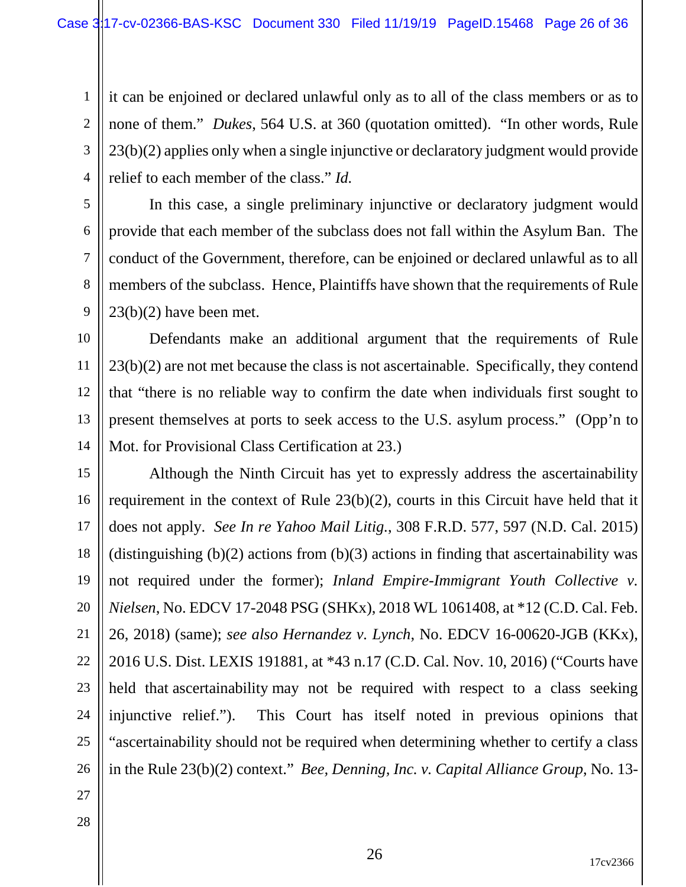it can be enjoined or declared unlawful only as to all of the class members or as to none of them." *Dukes*, 564 U.S. at 360 (quotation omitted). "In other words, Rule 23(b)(2) applies only when a single injunctive or declaratory judgment would provide relief to each member of the class." *Id.*

In this case, a single preliminary injunctive or declaratory judgment would provide that each member of the subclass does not fall within the Asylum Ban. The conduct of the Government, therefore, can be enjoined or declared unlawful as to all members of the subclass. Hence, Plaintiffs have shown that the requirements of Rule 23(b)(2) have been met.

Defendants make an additional argument that the requirements of Rule 23(b)(2) are not met because the class is not ascertainable. Specifically, they contend that "there is no reliable way to confirm the date when individuals first sought to present themselves at ports to seek access to the U.S. asylum process." (Opp'n to Mot. for Provisional Class Certification at 23.)

Although the Ninth Circuit has yet to expressly address the ascertainability requirement in the context of Rule 23(b)(2), courts in this Circuit have held that it does not apply. *See In re Yahoo Mail Litig.*, 308 F.R.D. 577, 597 (N.D. Cal. 2015) (distinguishing (b)(2) actions from (b)(3) actions in finding that ascertainability was not required under the former); *Inland Empire-Immigrant Youth Collective v. Nielsen*, No. EDCV 17-2048 PSG (SHKx), 2018 WL 1061408, at *12 (C.D. Cal. Feb. 26, 2018) (same); *see also Hernandez v. Lynch*, No. EDCV 16-00620-JGB (KKx), 2016 U.S. Dist. LEXIS 191881, at *43 n.17 (C.D. Cal. Nov. 10, 2016) ("Courts have held that ascertainability may not be required with respect to a class seeking injunctive relief."). This Court has itself noted in previous opinions that "ascertainability should not be required when determining whether to certify a class in the Rule 23(b)(2) context." *Bee, Denning, Inc. v. Capital Alliance Group*, No. 13-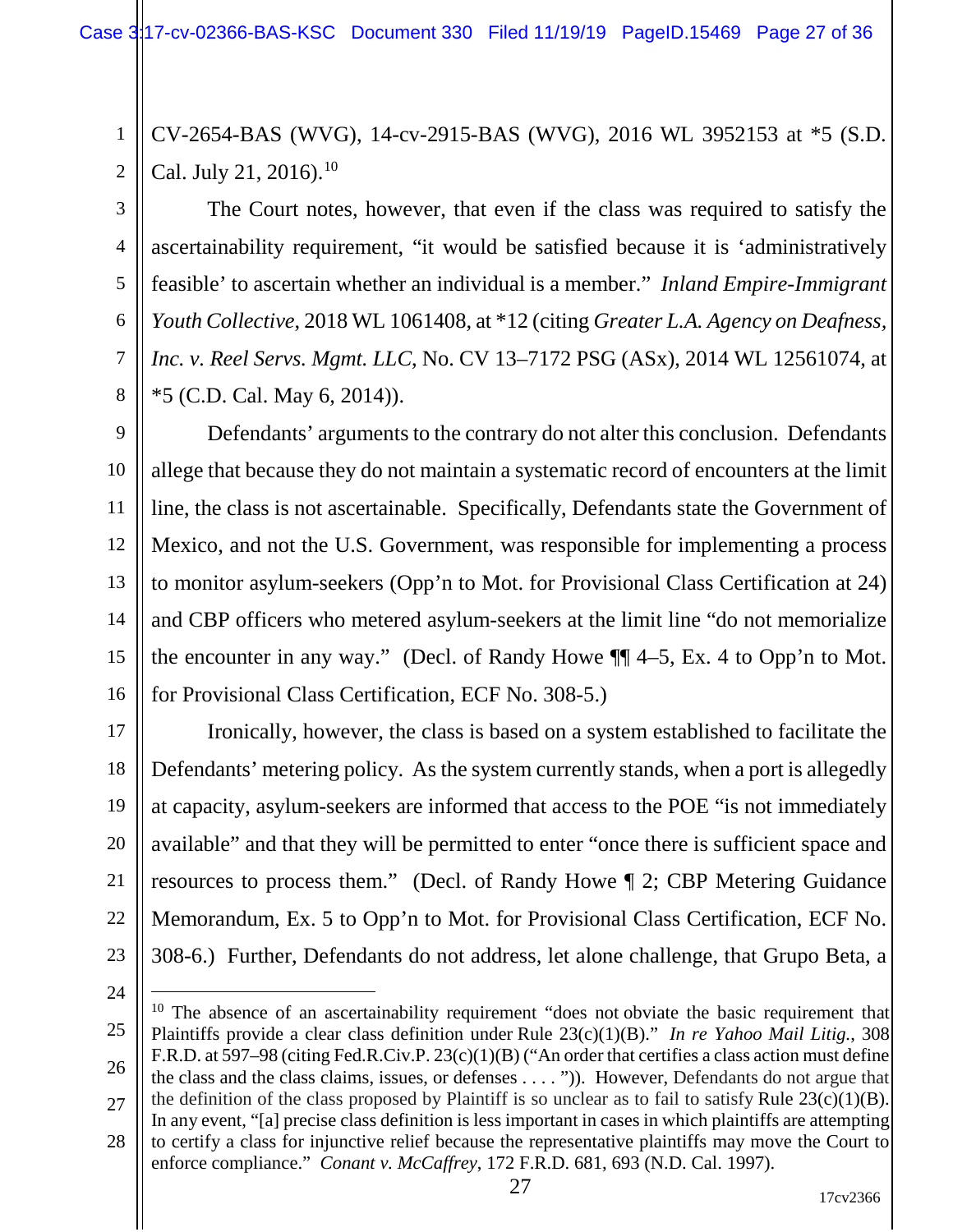CV-2654-BAS (WVG), 14-cv-2915-BAS (WVG), 2016 WL 3952153 at *5 (S.D. Cal. July 21, 2016).[10]

The Court notes, however, that even if the class was required to satisfy the ascertainability requirement, "it would be satisfied because it is 'administratively feasible' to ascertain whether an individual is a member." *Inland Empire-Immigrant Youth Collective*, 2018 WL 1061408, at *12 (citing *Greater L.A. Agency on Deafness, Inc. v. Reel Servs. Mgmt. LLC*, No. CV 13–7172 PSG (ASx), 2014 WL 12561074, at *5 (C.D. Cal. May 6, 2014)).

Defendants' arguments to the contrary do not alter this conclusion. Defendants allege that because they do not maintain a systematic record of encounters at the limit line, the class is not ascertainable. Specifically, Defendants state the Government of Mexico, and not the U.S. Government, was responsible for implementing a process to monitor asylum-seekers (Opp'n to Mot. for Provisional Class Certification at 24) and CBP officers who metered asylum-seekers at the limit line "do not memorialize the encounter in any way." (Decl. of Randy Howe ¶¶ 4–5, Ex. 4 to Opp'n to Mot. for Provisional Class Certification, ECF No. 308-5.)

Ironically, however, the class is based on a system established to facilitate the Defendants' metering policy. As the system currently stands, when a port is allegedly at capacity, asylum-seekers are informed that access to the POE "is not immediately available" and that they will be permitted to enter "once there is sufficient space and resources to process them." (Decl. of Randy Howe ¶ 2; CBP Metering Guidance Memorandum, Ex. 5 to Opp'n to Mot. for Provisional Class Certification, ECF No. 308-6.) Further, Defendants do not address, let alone challenge, that Grupo Beta, a

---

[10] The absence of an ascertainability requirement "does not obviate the basic requirement that Plaintiffs provide a clear class definition under Rule 23(c)(1)(B)." *In re Yahoo Mail Litig.*, 308 F.R.D. at 597–98 (citing Fed.R.Civ.P. 23(c)(1)(B) ("An order that certifies a class action must define the class and the class claims, issues, or defenses . . . . ")). However, Defendants do not argue that the definition of the class proposed by Plaintiff is so unclear as to fail to satisfy Rule 23(c)(1)(B). In any event, "[a] precise class definition is less important in cases in which plaintiffs are attempting to certify a class for injunctive relief because the representative plaintiffs may move the Court to enforce compliance." *Conant v. McCaffrey*, 172 F.R.D. 681, 693 (N.D. Cal. 1997).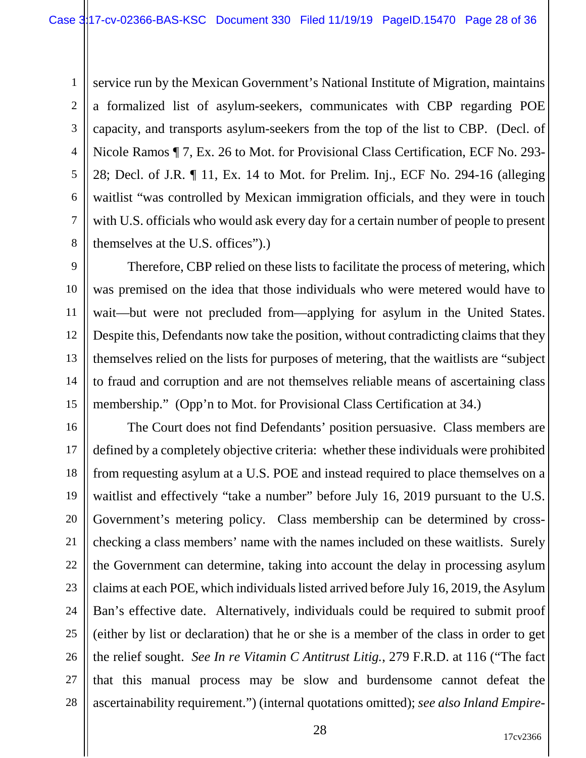service run by the Mexican Government's National Institute of Migration, maintains a formalized list of asylum-seekers, communicates with CBP regarding POE capacity, and transports asylum-seekers from the top of the list to CBP. (Decl. of Nicole Ramos ¶ 7, Ex. 26 to Mot. for Provisional Class Certification, ECF No. 293-28; Decl. of J.R. ¶ 11, Ex. 14 to Mot. for Prelim. Inj., ECF No. 294-16 (alleging waitlist "was controlled by Mexican immigration officials, and they were in touch with U.S. officials who would ask every day for a certain number of people to present themselves at the U.S. offices").)

Therefore, CBP relied on these lists to facilitate the process of metering, which was premised on the idea that those individuals who were metered would have to wait—but were not precluded from—applying for asylum in the United States. Despite this, Defendants now take the position, without contradicting claims that they themselves relied on the lists for purposes of metering, that the waitlists are "subject to fraud and corruption and are not themselves reliable means of ascertaining class membership." (Opp'n to Mot. for Provisional Class Certification at 34.)

The Court does not find Defendants' position persuasive. Class members are defined by a completely objective criteria: whether these individuals were prohibited from requesting asylum at a U.S. POE and instead required to place themselves on a waitlist and effectively "take a number" before July 16, 2019 pursuant to the U.S. Government's metering policy. Class membership can be determined by cross-checking a class members' name with the names included on these waitlists. Surely the Government can determine, taking into account the delay in processing asylum claims at each POE, which individuals listed arrived before July 16, 2019, the Asylum Ban's effective date. Alternatively, individuals could be required to submit proof (either by list or declaration) that he or she is a member of the class in order to get the relief sought. *See In re Vitamin C Antitrust Litig.*, 279 F.R.D. at 116 ("The fact that this manual process may be slow and burdensome cannot defeat the ascertainability requirement.") (internal quotations omitted); *see also Inland Empire-*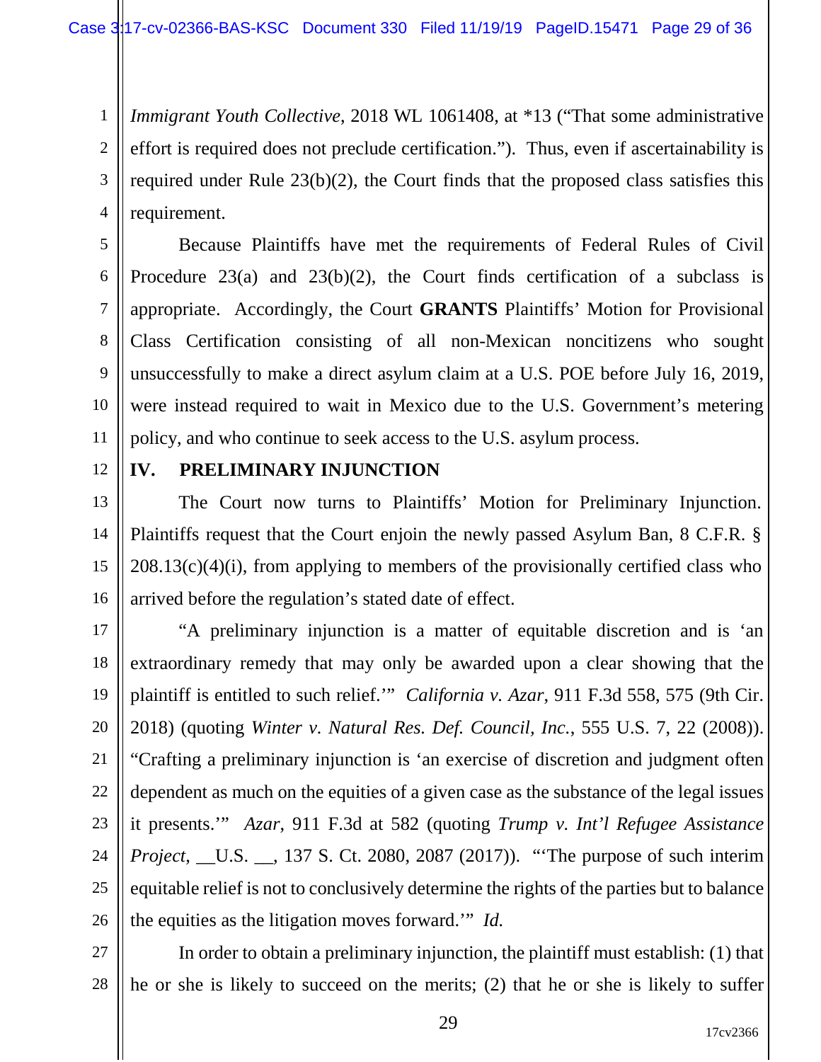*Immigrant Youth Collective*, 2018 WL 1061408, at *13 ("That some administrative effort is required does not preclude certification."). Thus, even if ascertainability is required under Rule 23(b)(2), the Court finds that the proposed class satisfies this requirement.

Because Plaintiffs have met the requirements of Federal Rules of Civil Procedure 23(a) and 23(b)(2), the Court finds certification of a subclass is appropriate. Accordingly, the Court **GRANTS** Plaintiffs' Motion for Provisional Class Certification consisting of all non-Mexican noncitizens who sought unsuccessfully to make a direct asylum claim at a U.S. POE before July 16, 2019, were instead required to wait in Mexico due to the U.S. Government's metering policy, and who continue to seek access to the U.S. asylum process.

## IV. PRELIMINARY INJUNCTION

The Court now turns to Plaintiffs' Motion for Preliminary Injunction. Plaintiffs request that the Court enjoin the newly passed Asylum Ban, 8 C.F.R. § 208.13(c)(4)(i), from applying to members of the provisionally certified class who arrived before the regulation's stated date of effect.

"A preliminary injunction is a matter of equitable discretion and is 'an extraordinary remedy that may only be awarded upon a clear showing that the plaintiff is entitled to such relief.'" *California v. Azar*, 911 F.3d 558, 575 (9th Cir. 2018) (quoting *Winter v. Natural Res. Def. Council, Inc.*, 555 U.S. 7, 22 (2008)). "Crafting a preliminary injunction is 'an exercise of discretion and judgment often dependent as much on the equities of a given case as the substance of the legal issues it presents.'" *Azar*, 911 F.3d at 582 (quoting *Trump v. Int'l Refugee Assistance Project*, __U.S. __, 137 S. Ct. 2080, 2087 (2017)). "'The purpose of such interim equitable relief is not to conclusively determine the rights of the parties but to balance the equities as the litigation moves forward.'" *Id.*

In order to obtain a preliminary injunction, the plaintiff must establish: (1) that he or she is likely to succeed on the merits; (2) that he or she is likely to suffer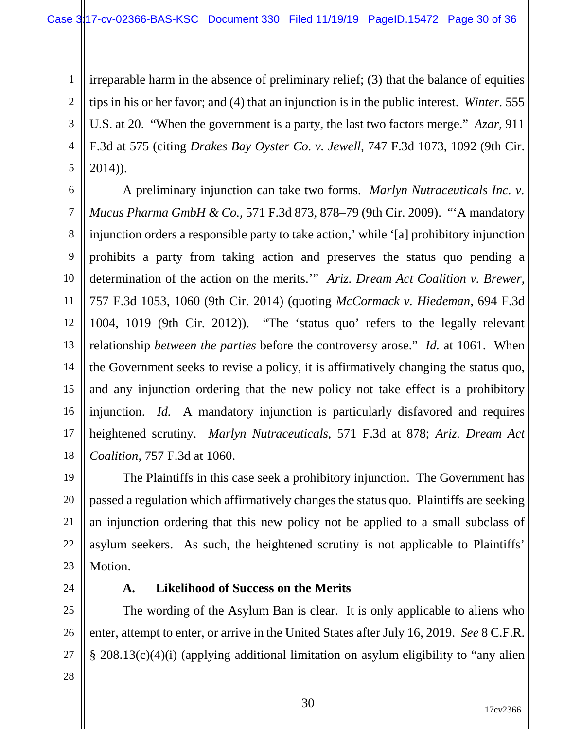irreparable harm in the absence of preliminary relief; (3) that the balance of equities tips in his or her favor; and (4) that an injunction is in the public interest. *Winter*. 555 U.S. at 20. "When the government is a party, the last two factors merge." *Azar*, 911 F.3d at 575 (citing *Drakes Bay Oyster Co. v. Jewell*, 747 F.3d 1073, 1092 (9th Cir. 2014)).

A preliminary injunction can take two forms. *Marlyn Nutraceuticals Inc. v. Mucus Pharma GmbH & Co.*, 571 F.3d 873, 878–79 (9th Cir. 2009). "'A mandatory injunction orders a responsible party to take action,' while '[a] prohibitory injunction prohibits a party from taking action and preserves the status quo pending a determination of the action on the merits.'" *Ariz. Dream Act Coalition v. Brewer*, 757 F.3d 1053, 1060 (9th Cir. 2014) (quoting *McCormack v. Hiedeman*, 694 F.3d 1004, 1019 (9th Cir. 2012)). "The 'status quo' refers to the legally relevant relationship *between the parties* before the controversy arose." *Id.* at 1061. When the Government seeks to revise a policy, it is affirmatively changing the status quo, and any injunction ordering that the new policy not take effect is a prohibitory injunction. *Id.* A mandatory injunction is particularly disfavored and requires heightened scrutiny. *Marlyn Nutraceuticals*, 571 F.3d at 878; *Ariz. Dream Act Coalition*, 757 F.3d at 1060.

The Plaintiffs in this case seek a prohibitory injunction. The Government has passed a regulation which affirmatively changes the status quo. Plaintiffs are seeking an injunction ordering that this new policy not be applied to a small subclass of asylum seekers. As such, the heightened scrutiny is not applicable to Plaintiffs' Motion.

### A. Likelihood of Success on the Merits

The wording of the Asylum Ban is clear. It is only applicable to aliens who enter, attempt to enter, or arrive in the United States after July 16, 2019. *See* 8 C.F.R. § 208.13(c)(4)(i) (applying additional limitation on asylum eligibility to "any alien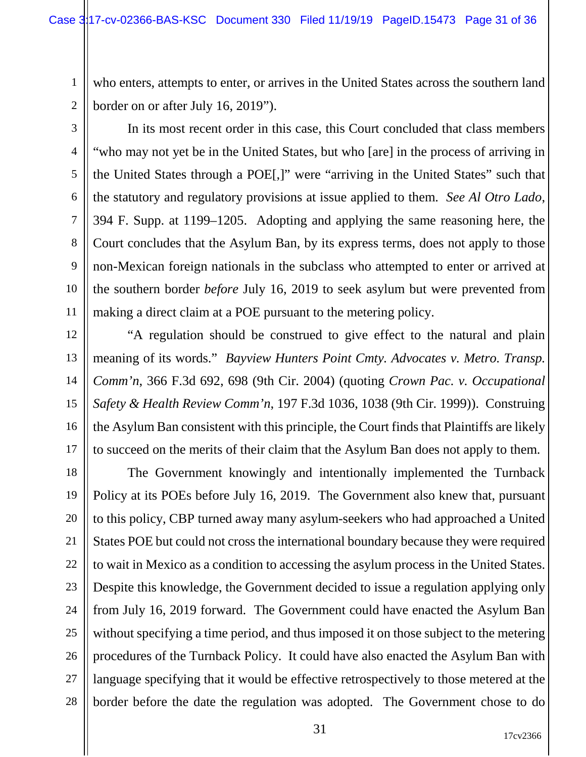who enters, attempts to enter, or arrives in the United States across the southern land border on or after July 16, 2019").

In its most recent order in this case, this Court concluded that class members "who may not yet be in the United States, but who [are] in the process of arriving in the United States through a POE[,]" were "arriving in the United States" such that the statutory and regulatory provisions at issue applied to them. *See Al Otro Lado*, 394 F. Supp. at 1199–1205. Adopting and applying the same reasoning here, the Court concludes that the Asylum Ban, by its express terms, does not apply to those non-Mexican foreign nationals in the subclass who attempted to enter or arrived at the southern border *before* July 16, 2019 to seek asylum but were prevented from making a direct claim at a POE pursuant to the metering policy.

"A regulation should be construed to give effect to the natural and plain meaning of its words." *Bayview Hunters Point Cmty. Advocates v. Metro. Transp. Comm'n*, 366 F.3d 692, 698 (9th Cir. 2004) (quoting *Crown Pac. v. Occupational Safety & Health Review Comm'n*, 197 F.3d 1036, 1038 (9th Cir. 1999)). Construing the Asylum Ban consistent with this principle, the Court finds that Plaintiffs are likely to succeed on the merits of their claim that the Asylum Ban does not apply to them.

The Government knowingly and intentionally implemented the Turnback Policy at its POEs before July 16, 2019. The Government also knew that, pursuant to this policy, CBP turned away many asylum-seekers who had approached a United States POE but could not cross the international boundary because they were required to wait in Mexico as a condition to accessing the asylum process in the United States. Despite this knowledge, the Government decided to issue a regulation applying only from July 16, 2019 forward. The Government could have enacted the Asylum Ban without specifying a time period, and thus imposed it on those subject to the metering procedures of the Turnback Policy. It could have also enacted the Asylum Ban with language specifying that it would be effective retrospectively to those metered at the border before the date the regulation was adopted. The Government chose to do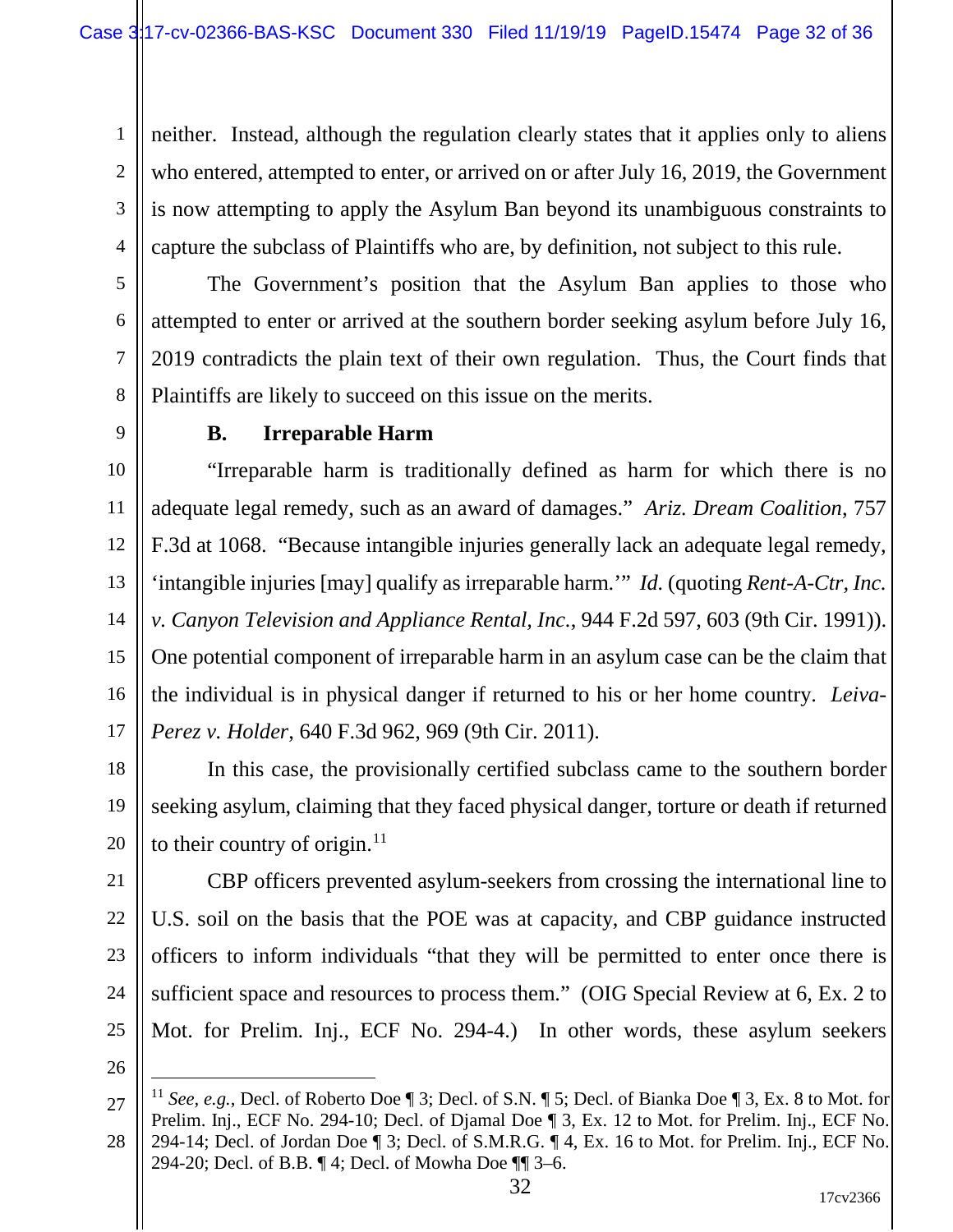neither. Instead, although the regulation clearly states that it applies only to aliens who entered, attempted to enter, or arrived on or after July 16, 2019, the Government is now attempting to apply the Asylum Ban beyond its unambiguous constraints to capture the subclass of Plaintiffs who are, by definition, not subject to this rule.

The Government's position that the Asylum Ban applies to those who attempted to enter or arrived at the southern border seeking asylum before July 16, 2019 contradicts the plain text of their own regulation. Thus, the Court finds that Plaintiffs are likely to succeed on this issue on the merits.

### B. Irreparable Harm

"Irreparable harm is traditionally defined as harm for which there is no adequate legal remedy, such as an award of damages." *Ariz. Dream Coalition*, 757 F.3d at 1068. "Because intangible injuries generally lack an adequate legal remedy, 'intangible injuries [may] qualify as irreparable harm.'" *Id.* (quoting *Rent-A-Ctr, Inc. v. Canyon Television and Appliance Rental, Inc.*, 944 F.2d 597, 603 (9th Cir. 1991)). One potential component of irreparable harm in an asylum case can be the claim that the individual is in physical danger if returned to his or her home country. *Leiva-Perez v. Holder*, 640 F.3d 962, 969 (9th Cir. 2011).

In this case, the provisionally certified subclass came to the southern border seeking asylum, claiming that they faced physical danger, torture or death if returned to their country of origin.[11]

CBP officers prevented asylum-seekers from crossing the international line to U.S. soil on the basis that the POE was at capacity, and CBP guidance instructed officers to inform individuals "that they will be permitted to enter once there is sufficient space and resources to process them." (OIG Special Review at 6, Ex. 2 to Mot. for Prelim. Inj., ECF No. 294-4.) In other words, these asylum seekers

---

[11] *See, e.g.*, Decl. of Roberto Doe ¶ 3; Decl. of S.N. ¶ 5; Decl. of Bianka Doe ¶ 3, Ex. 8 to Mot. for Prelim. Inj., ECF No. 294-10; Decl. of Djamal Doe ¶ 3, Ex. 12 to Mot. for Prelim. Inj., ECF No. 294-14; Decl. of Jordan Doe ¶ 3; Decl. of S.M.R.G. ¶ 4, Ex. 16 to Mot. for Prelim. Inj., ECF No. 294-20; Decl. of B.B. ¶ 4; Decl. of Mowha Doe ¶¶ 3–6.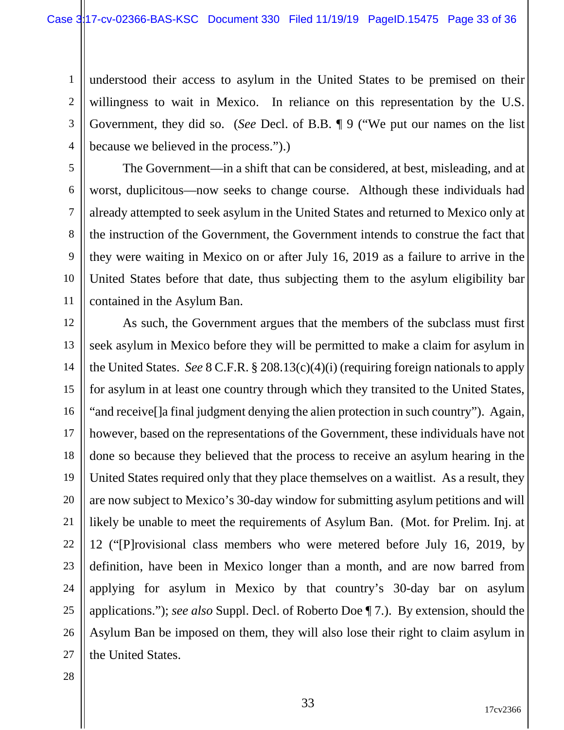understood their access to asylum in the United States to be premised on their willingness to wait in Mexico. In reliance on this representation by the U.S. Government, they did so. (*See* Decl. of B.B. ¶ 9 ("We put our names on the list because we believed in the process.").)

The Government—in a shift that can be considered, at best, misleading, and at worst, duplicitous—now seeks to change course. Although these individuals had already attempted to seek asylum in the United States and returned to Mexico only at the instruction of the Government, the Government intends to construe the fact that they were waiting in Mexico on or after July 16, 2019 as a failure to arrive in the United States before that date, thus subjecting them to the asylum eligibility bar contained in the Asylum Ban.

As such, the Government argues that the members of the subclass must first seek asylum in Mexico before they will be permitted to make a claim for asylum in the United States. *See* 8 C.F.R. § 208.13(c)(4)(i) (requiring foreign nationals to apply for asylum in at least one country through which they transited to the United States, "and receive[]a final judgment denying the alien protection in such country"). Again, however, based on the representations of the Government, these individuals have not done so because they believed that the process to receive an asylum hearing in the United States required only that they place themselves on a waitlist. As a result, they are now subject to Mexico's 30-day window for submitting asylum petitions and will likely be unable to meet the requirements of Asylum Ban. (Mot. for Prelim. Inj. at 12 ("[P]rovisional class members who were metered before July 16, 2019, by definition, have been in Mexico longer than a month, and are now barred from applying for asylum in Mexico by that country's 30-day bar on asylum applications."); *see also* Suppl. Decl. of Roberto Doe ¶ 7.). By extension, should the Asylum Ban be imposed on them, they will also lose their right to claim asylum in the United States.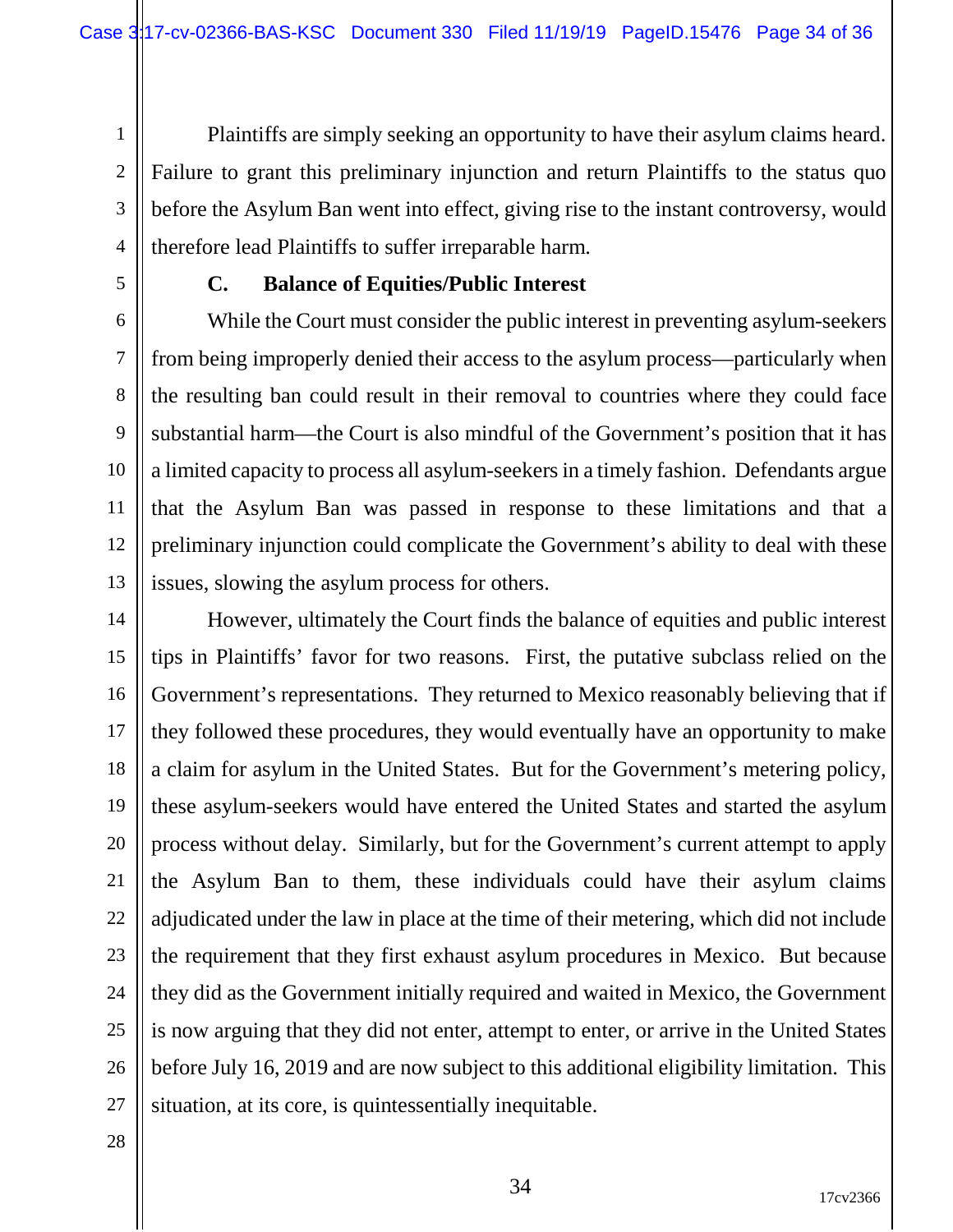Plaintiffs are simply seeking an opportunity to have their asylum claims heard. Failure to grant this preliminary injunction and return Plaintiffs to the status quo before the Asylum Ban went into effect, giving rise to the instant controversy, would therefore lead Plaintiffs to suffer irreparable harm.

### C. Balance of Equities/Public Interest

While the Court must consider the public interest in preventing asylum-seekers from being improperly denied their access to the asylum process—particularly when the resulting ban could result in their removal to countries where they could face substantial harm—the Court is also mindful of the Government's position that it has a limited capacity to process all asylum-seekers in a timely fashion. Defendants argue that the Asylum Ban was passed in response to these limitations and that a preliminary injunction could complicate the Government's ability to deal with these issues, slowing the asylum process for others.

However, ultimately the Court finds the balance of equities and public interest tips in Plaintiffs' favor for two reasons. First, the putative subclass relied on the Government's representations. They returned to Mexico reasonably believing that if they followed these procedures, they would eventually have an opportunity to make a claim for asylum in the United States. But for the Government's metering policy, these asylum-seekers would have entered the United States and started the asylum process without delay. Similarly, but for the Government's current attempt to apply the Asylum Ban to them, these individuals could have their asylum claims adjudicated under the law in place at the time of their metering, which did not include the requirement that they first exhaust asylum procedures in Mexico. But because they did as the Government initially required and waited in Mexico, the Government is now arguing that they did not enter, attempt to enter, or arrive in the United States before July 16, 2019 and are now subject to this additional eligibility limitation. This situation, at its core, is quintessentially inequitable.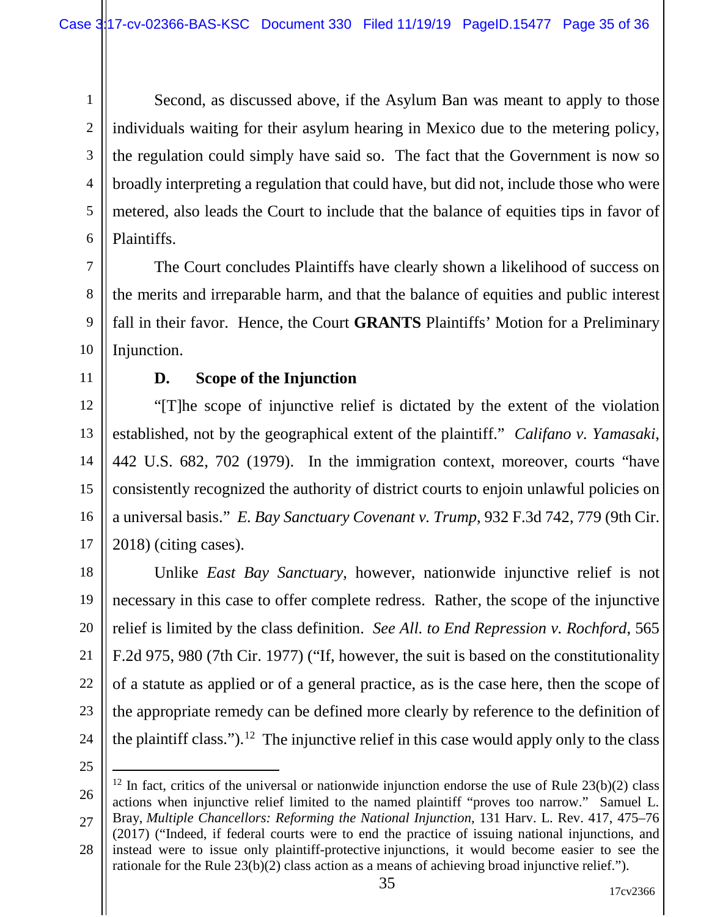Second, as discussed above, if the Asylum Ban was meant to apply to those individuals waiting for their asylum hearing in Mexico due to the metering policy, the regulation could simply have said so. The fact that the Government is now so broadly interpreting a regulation that could have, but did not, include those who were metered, also leads the Court to include that the balance of equities tips in favor of Plaintiffs.

The Court concludes Plaintiffs have clearly shown a likelihood of success on the merits and irreparable harm, and that the balance of equities and public interest fall in their favor. Hence, the Court **GRANTS** Plaintiffs' Motion for a Preliminary Injunction.

### D. Scope of the Injunction

"[T]he scope of injunctive relief is dictated by the extent of the violation established, not by the geographical extent of the plaintiff." *Califano v. Yamasaki*, 442 U.S. 682, 702 (1979). In the immigration context, moreover, courts "have consistently recognized the authority of district courts to enjoin unlawful policies on a universal basis." *E. Bay Sanctuary Covenant v. Trump*, 932 F.3d 742, 779 (9th Cir. 2018) (citing cases).

Unlike *East Bay Sanctuary*, however, nationwide injunctive relief is not necessary in this case to offer complete redress. Rather, the scope of the injunctive relief is limited by the class definition. *See All. to End Repression v. Rochford*, 565 F.2d 975, 980 (7th Cir. 1977) ("If, however, the suit is based on the constitutionality of a statute as applied or of a general practice, as is the case here, then the scope of the appropriate remedy can be defined more clearly by reference to the definition of the plaintiff class.").[12] The injunctive relief in this case would apply only to the class

---

[12] In fact, critics of the universal or nationwide injunction endorse the use of Rule 23(b)(2) class actions when injunctive relief limited to the named plaintiff "proves too narrow." Samuel L. Bray, *Multiple Chancellors: Reforming the National Injunction*, 131 Harv. L. Rev. 417, 475–76 (2017) ("Indeed, if federal courts were to end the practice of issuing national injunctions, and instead were to issue only plaintiff-protective injunctions, it would become easier to see the rationale for the Rule 23(b)(2) class action as a means of achieving broad injunctive relief.").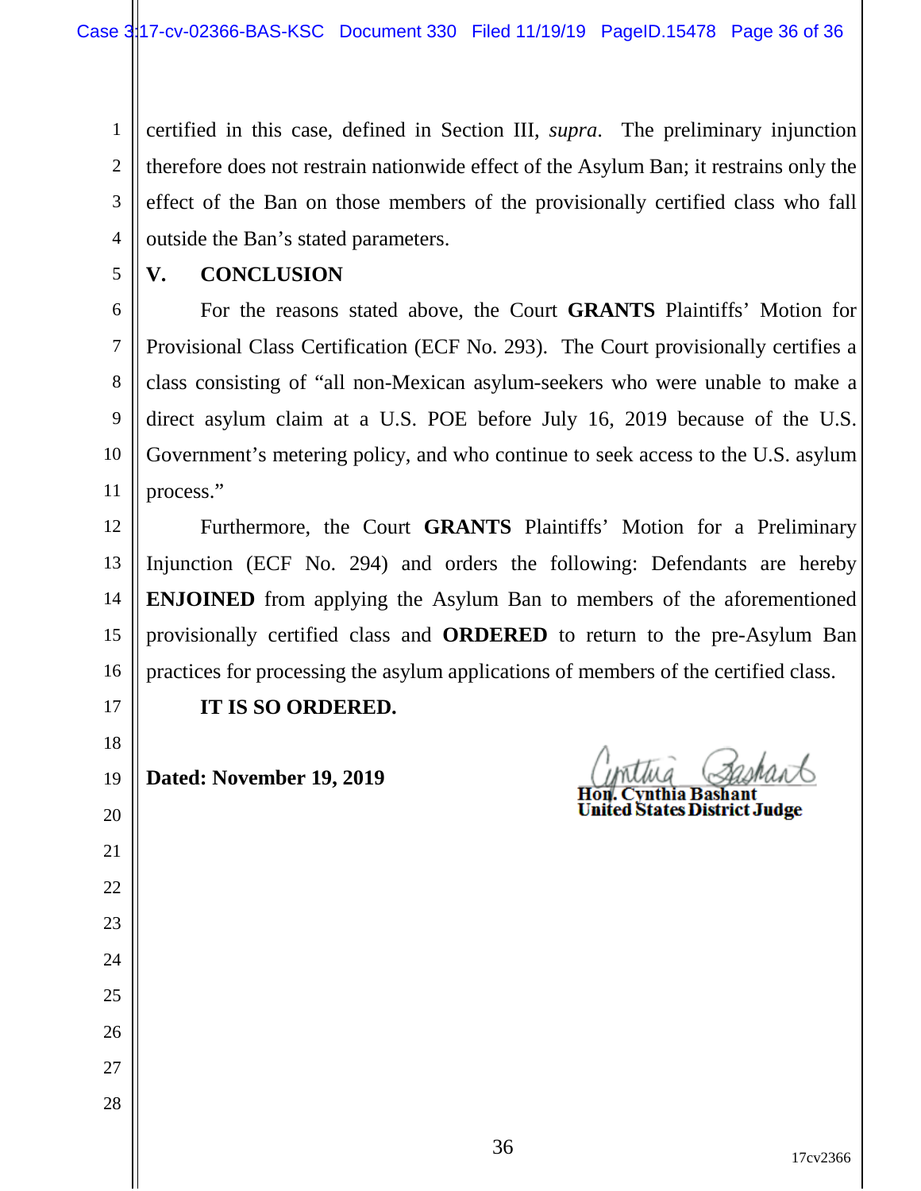certified in this case, defined in Section III, *supra*. The preliminary injunction therefore does not restrain nationwide effect of the Asylum Ban; it restrains only the effect of the Ban on those members of the provisionally certified class who fall outside the Ban's stated parameters.

## V. CONCLUSION

For the reasons stated above, the Court **GRANTS** Plaintiffs' Motion for Provisional Class Certification (ECF No. 293). The Court provisionally certifies a class consisting of "all non-Mexican asylum-seekers who were unable to make a direct asylum claim at a U.S. POE before July 16, 2019 because of the U.S. Government's metering policy, and who continue to seek access to the U.S. asylum process."

Furthermore, the Court **GRANTS** Plaintiffs' Motion for a Preliminary Injunction (ECF No. 294) and orders the following: Defendants are hereby **ENJOINED** from applying the Asylum Ban to members of the aforementioned provisionally certified class and **ORDERED** to return to the pre-Asylum Ban practices for processing the asylum applications of members of the certified class.

**IT IS SO ORDERED.**

**Dated: November 19, 2019**

**Hon. Cynthia Bashant**
**United States District Judge**